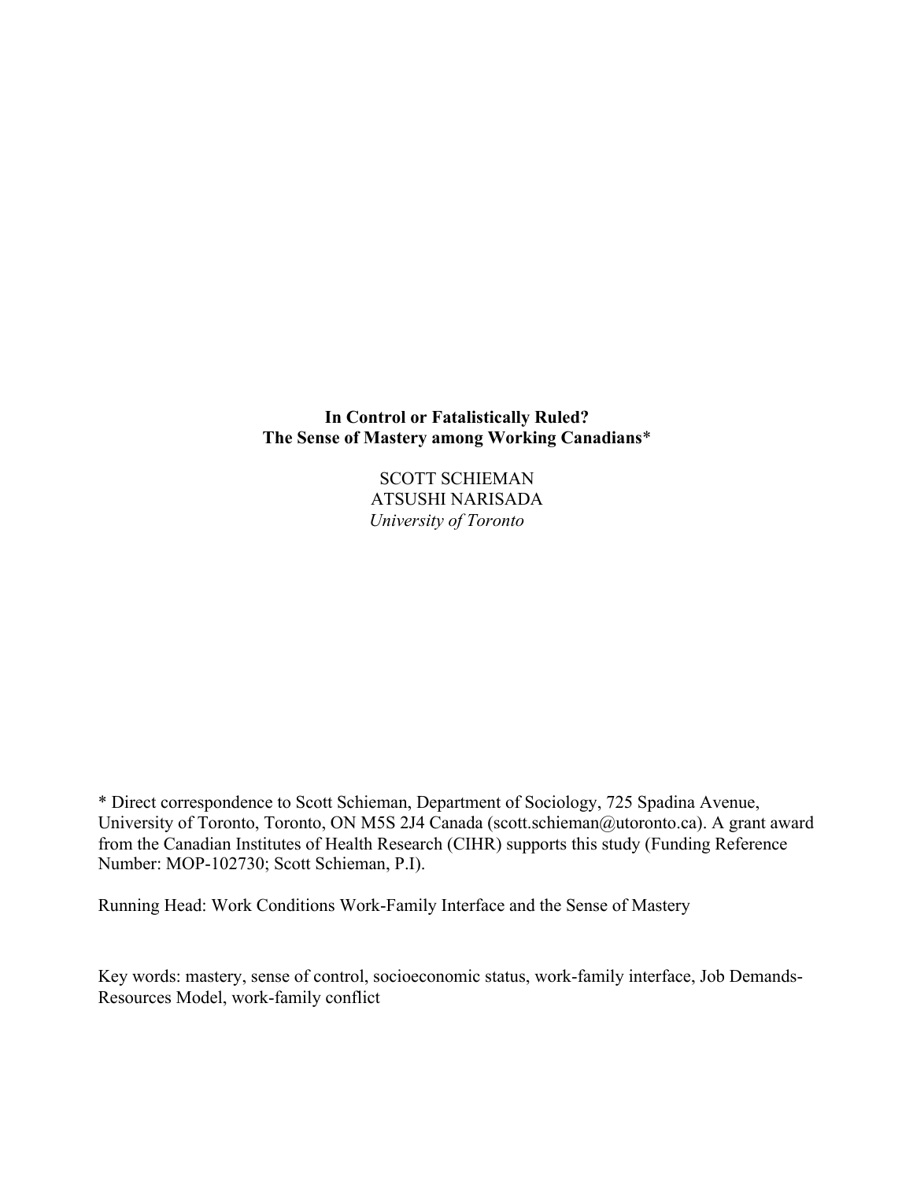# In Control or Fatalistically Ruled?
# The Sense of Mastery among Working Canadians*

SCOTT SCHIEMAN
ATSUSHI NARISADA
*University of Toronto*

* Direct correspondence to Scott Schieman, Department of Sociology, 725 Spadina Avenue, University of Toronto, Toronto, ON M5S 2J4 Canada (scott.schieman@utoronto.ca). A grant award from the Canadian Institutes of Health Research (CIHR) supports this study (Funding Reference Number: MOP-102730; Scott Schieman, P.I).

Running Head: Work Conditions Work-Family Interface and the Sense of Mastery

Key words: mastery, sense of control, socioeconomic status, work-family interface, Job Demands-Resources Model, work-family conflict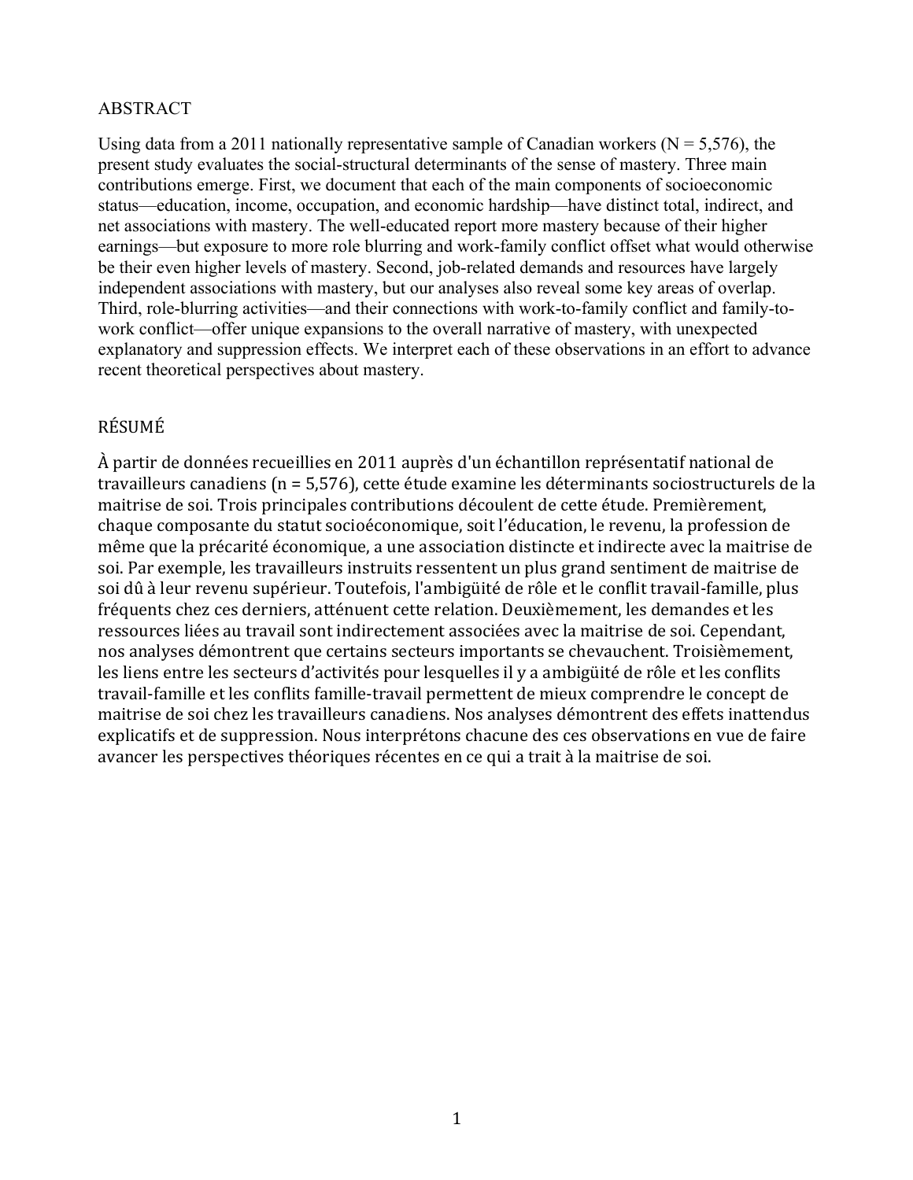## ABSTRACT

Using data from a 2011 nationally representative sample of Canadian workers (N = 5,576), the present study evaluates the social-structural determinants of the sense of mastery. Three main contributions emerge. First, we document that each of the main components of socioeconomic status—education, income, occupation, and economic hardship—have distinct total, indirect, and net associations with mastery. The well-educated report more mastery because of their higher earnings—but exposure to more role blurring and work-family conflict offset what would otherwise be their even higher levels of mastery. Second, job-related demands and resources have largely independent associations with mastery, but our analyses also reveal some key areas of overlap. Third, role-blurring activities—and their connections with work-to-family conflict and family-to-work conflict—offer unique expansions to the overall narrative of mastery, with unexpected explanatory and suppression effects. We interpret each of these observations in an effort to advance recent theoretical perspectives about mastery.

## RÉSUMÉ

À partir de données recueillies en 2011 auprès d'un échantillon représentatif national de travailleurs canadiens (n = 5,576), cette étude examine les déterminants sociostructurels de la maitrise de soi. Trois principales contributions découlent de cette étude. Premièrement, chaque composante du statut socioéconomique, soit l'éducation, le revenu, la profession de même que la précarité économique, a une association distincte et indirecte avec la maitrise de soi. Par exemple, les travailleurs instruits ressentent un plus grand sentiment de maitrise de soi dû à leur revenu supérieur. Toutefois, l'ambigüité de rôle et le conflit travail-famille, plus fréquents chez ces derniers, atténuent cette relation. Deuxièmement, les demandes et les ressources liées au travail sont indirectement associées avec la maitrise de soi. Cependant, nos analyses démontrent que certains secteurs importants se chevauchent. Troisièmement, les liens entre les secteurs d'activités pour lesquelles il y a ambigüité de rôle et les conflits travail-famille et les conflits famille-travail permettent de mieux comprendre le concept de maitrise de soi chez les travailleurs canadiens. Nos analyses démontrent des effets inattendus explicatifs et de suppression. Nous interprétons chacune des ces observations en vue de faire avancer les perspectives théoriques récentes en ce qui a trait à la maitrise de soi.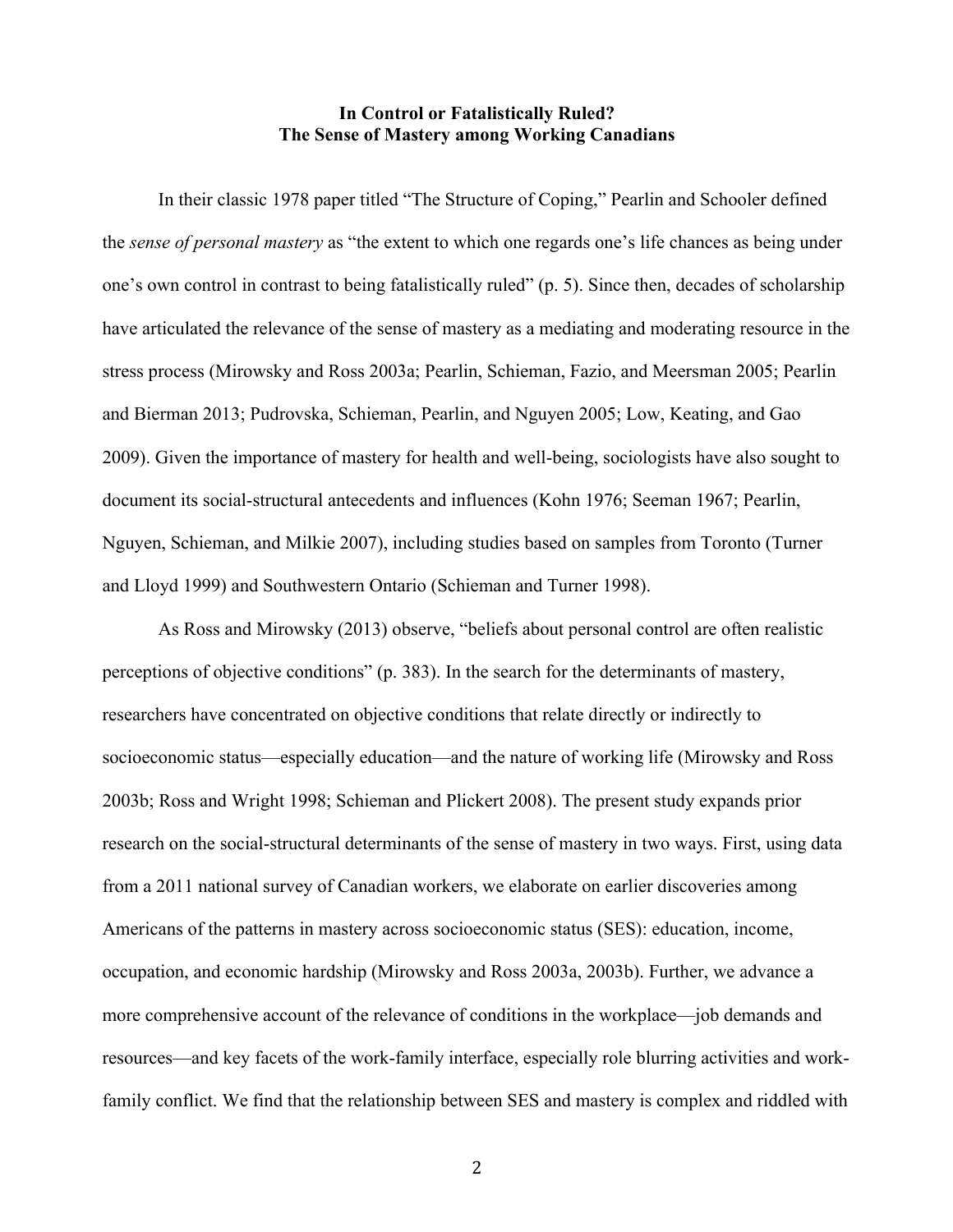# In Control or Fatalistically Ruled? The Sense of Mastery among Working Canadians

In their classic 1978 paper titled "The Structure of Coping," Pearlin and Schooler defined the *sense of personal mastery* as "the extent to which one regards one's life chances as being under one's own control in contrast to being fatalistically ruled" (p. 5). Since then, decades of scholarship have articulated the relevance of the sense of mastery as a mediating and moderating resource in the stress process (Mirowsky and Ross 2003a; Pearlin, Schieman, Fazio, and Meersman 2005; Pearlin and Bierman 2013; Pudrovska, Schieman, Pearlin, and Nguyen 2005; Low, Keating, and Gao 2009). Given the importance of mastery for health and well-being, sociologists have also sought to document its social-structural antecedents and influences (Kohn 1976; Seeman 1967; Pearlin, Nguyen, Schieman, and Milkie 2007), including studies based on samples from Toronto (Turner and Lloyd 1999) and Southwestern Ontario (Schieman and Turner 1998).

As Ross and Mirowsky (2013) observe, "beliefs about personal control are often realistic perceptions of objective conditions" (p. 383). In the search for the determinants of mastery, researchers have concentrated on objective conditions that relate directly or indirectly to socioeconomic status—especially education—and the nature of working life (Mirowsky and Ross 2003b; Ross and Wright 1998; Schieman and Plickert 2008). The present study expands prior research on the social-structural determinants of the sense of mastery in two ways. First, using data from a 2011 national survey of Canadian workers, we elaborate on earlier discoveries among Americans of the patterns in mastery across socioeconomic status (SES): education, income, occupation, and economic hardship (Mirowsky and Ross 2003a, 2003b). Further, we advance a more comprehensive account of the relevance of conditions in the workplace—job demands and resources—and key facets of the work-family interface, especially role blurring activities and work-family conflict. We find that the relationship between SES and mastery is complex and riddled with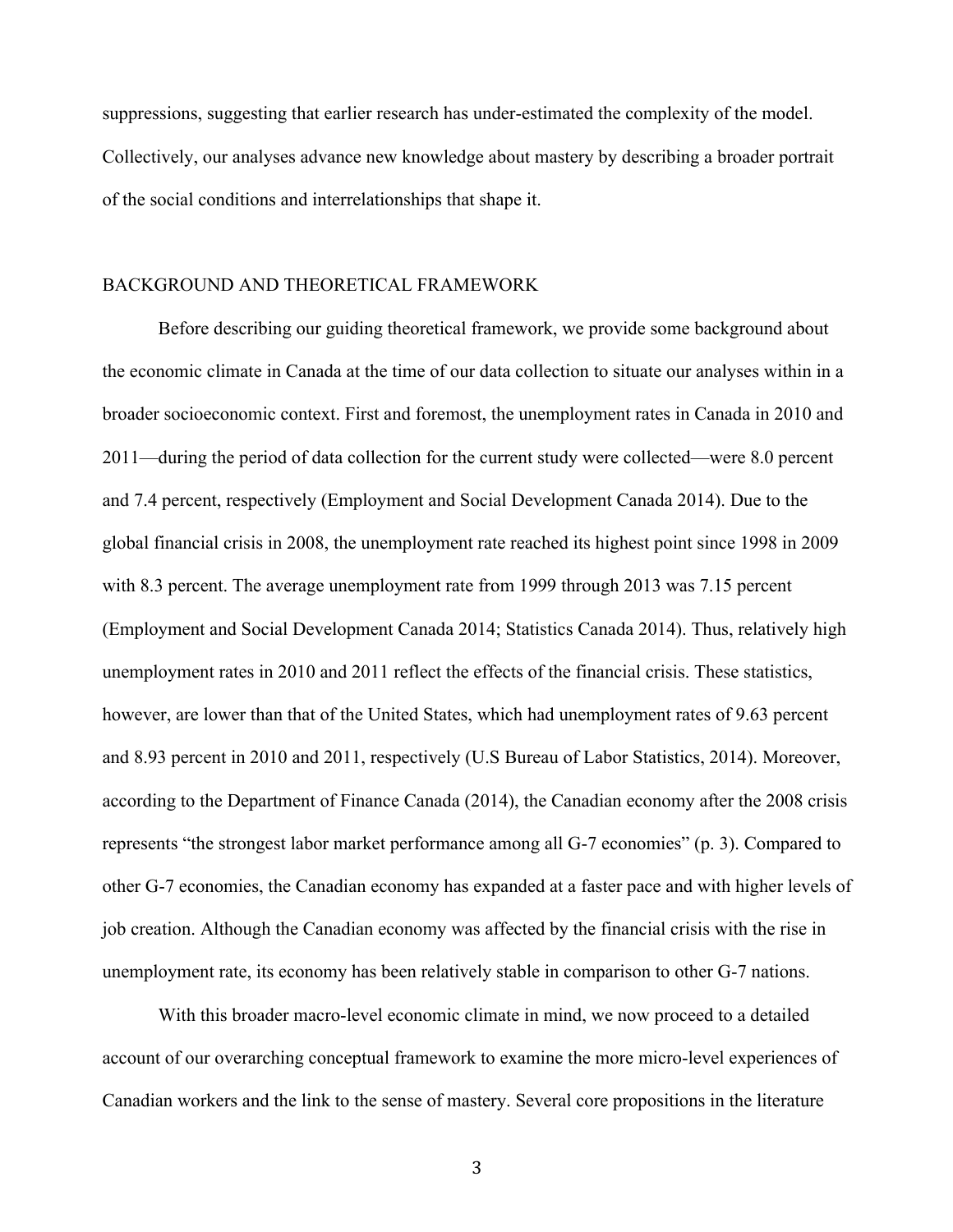suppressions, suggesting that earlier research has under-estimated the complexity of the model. Collectively, our analyses advance new knowledge about mastery by describing a broader portrait of the social conditions and interrelationships that shape it.

## BACKGROUND AND THEORETICAL FRAMEWORK

Before describing our guiding theoretical framework, we provide some background about the economic climate in Canada at the time of our data collection to situate our analyses within in a broader socioeconomic context. First and foremost, the unemployment rates in Canada in 2010 and 2011—during the period of data collection for the current study were collected—were 8.0 percent and 7.4 percent, respectively (Employment and Social Development Canada 2014). Due to the global financial crisis in 2008, the unemployment rate reached its highest point since 1998 in 2009 with 8.3 percent. The average unemployment rate from 1999 through 2013 was 7.15 percent (Employment and Social Development Canada 2014; Statistics Canada 2014). Thus, relatively high unemployment rates in 2010 and 2011 reflect the effects of the financial crisis. These statistics, however, are lower than that of the United States, which had unemployment rates of 9.63 percent and 8.93 percent in 2010 and 2011, respectively (U.S Bureau of Labor Statistics, 2014). Moreover, according to the Department of Finance Canada (2014), the Canadian economy after the 2008 crisis represents "the strongest labor market performance among all G-7 economies" (p. 3). Compared to other G-7 economies, the Canadian economy has expanded at a faster pace and with higher levels of job creation. Although the Canadian economy was affected by the financial crisis with the rise in unemployment rate, its economy has been relatively stable in comparison to other G-7 nations.

With this broader macro-level economic climate in mind, we now proceed to a detailed account of our overarching conceptual framework to examine the more micro-level experiences of Canadian workers and the link to the sense of mastery. Several core propositions in the literature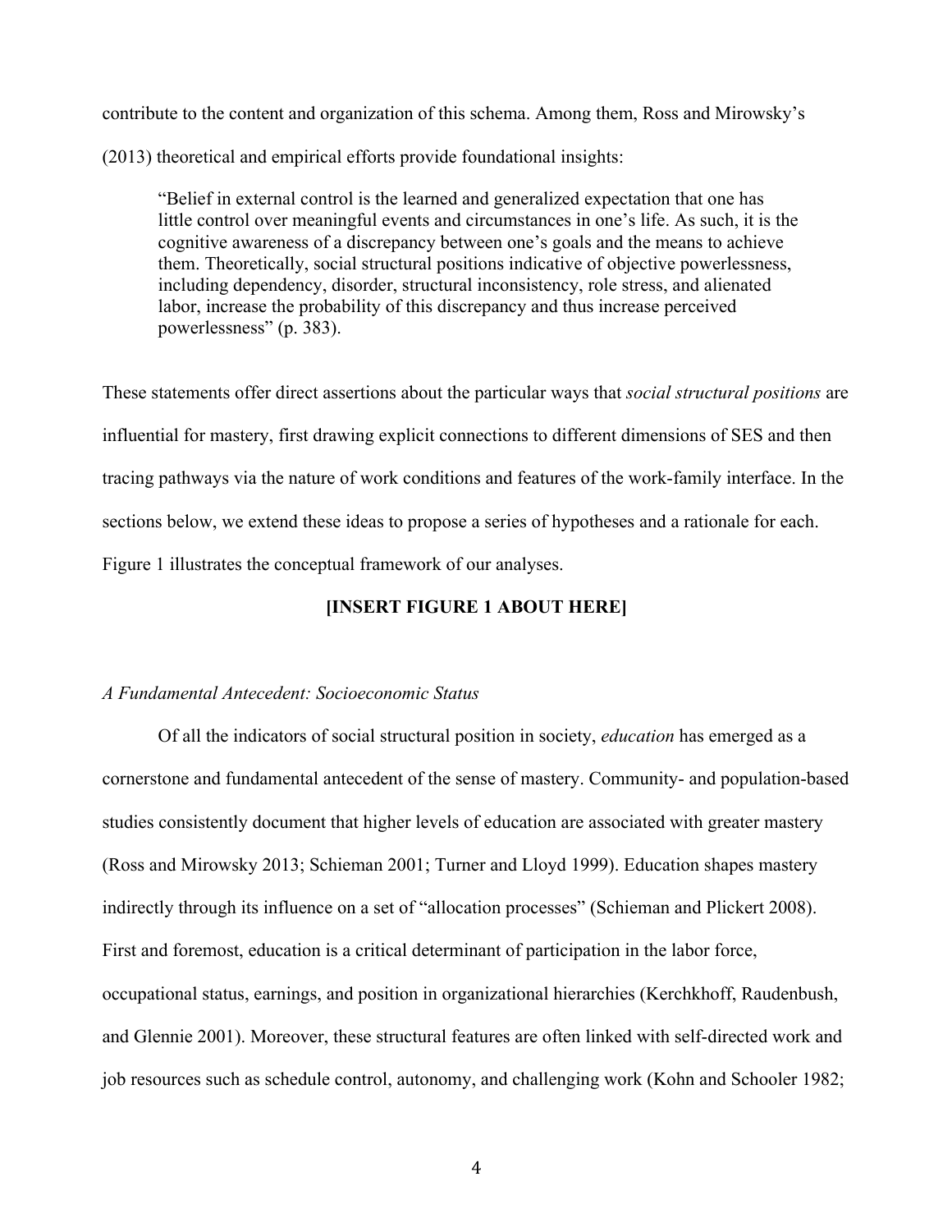contribute to the content and organization of this schema. Among them, Ross and Mirowsky's (2013) theoretical and empirical efforts provide foundational insights:

> "Belief in external control is the learned and generalized expectation that one has little control over meaningful events and circumstances in one's life. As such, it is the cognitive awareness of a discrepancy between one's goals and the means to achieve them. Theoretically, social structural positions indicative of objective powerlessness, including dependency, disorder, structural inconsistency, role stress, and alienated labor, increase the probability of this discrepancy and thus increase perceived powerlessness" (p. 383).

These statements offer direct assertions about the particular ways that *social structural positions* are influential for mastery, first drawing explicit connections to different dimensions of SES and then tracing pathways via the nature of work conditions and features of the work-family interface. In the sections below, we extend these ideas to propose a series of hypotheses and a rationale for each. Figure 1 illustrates the conceptual framework of our analyses.

**[INSERT FIGURE 1 ABOUT HERE]**

*A Fundamental Antecedent: Socioeconomic Status*

Of all the indicators of social structural position in society, *education* has emerged as a cornerstone and fundamental antecedent of the sense of mastery. Community- and population-based studies consistently document that higher levels of education are associated with greater mastery (Ross and Mirowsky 2013; Schieman 2001; Turner and Lloyd 1999). Education shapes mastery indirectly through its influence on a set of "allocation processes" (Schieman and Plickert 2008). First and foremost, education is a critical determinant of participation in the labor force, occupational status, earnings, and position in organizational hierarchies (Kerchkhoff, Raudenbush, and Glennie 2001). Moreover, these structural features are often linked with self-directed work and job resources such as schedule control, autonomy, and challenging work (Kohn and Schooler 1982;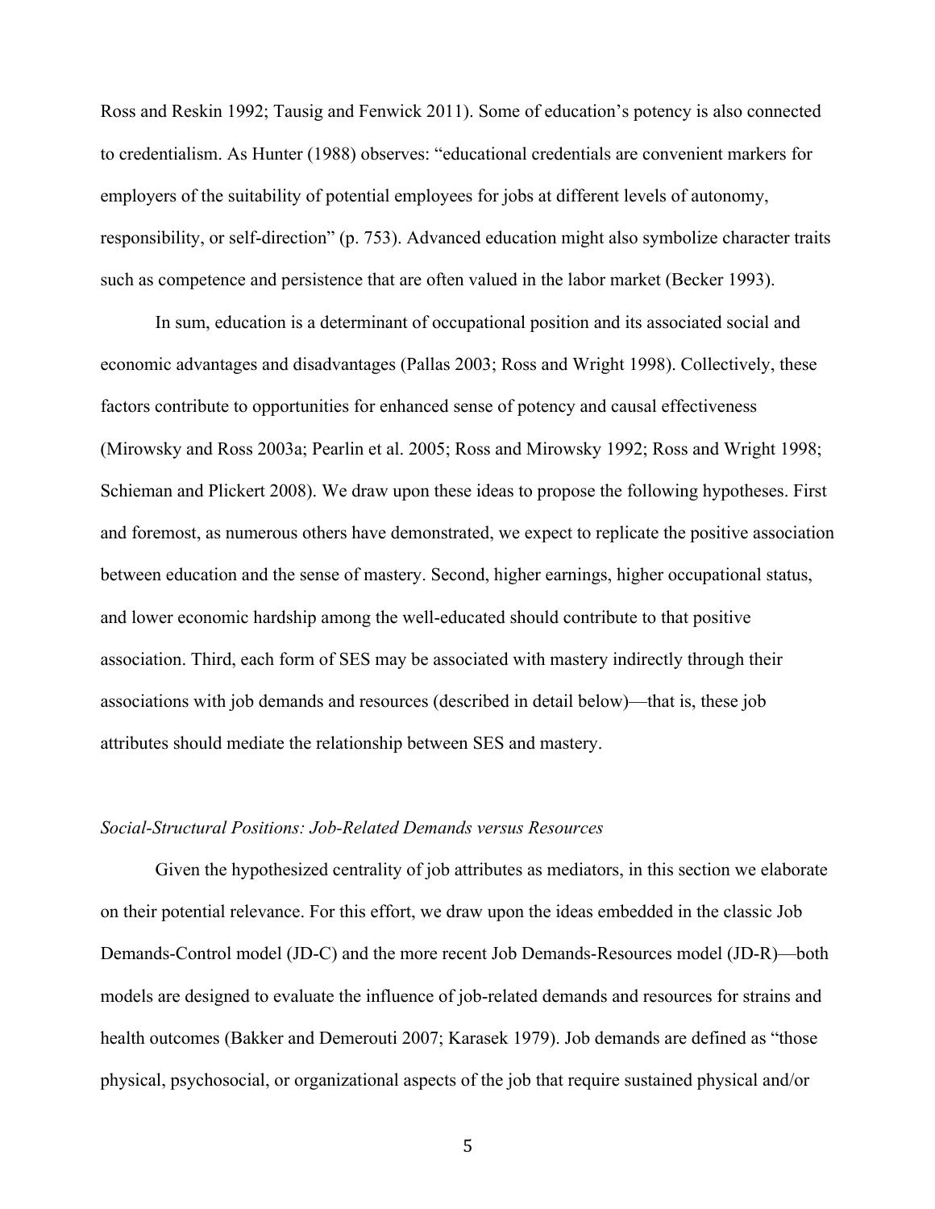Ross and Reskin 1992; Tausig and Fenwick 2011). Some of education's potency is also connected to credentialism. As Hunter (1988) observes: "educational credentials are convenient markers for employers of the suitability of potential employees for jobs at different levels of autonomy, responsibility, or self-direction" (p. 753). Advanced education might also symbolize character traits such as competence and persistence that are often valued in the labor market (Becker 1993).

In sum, education is a determinant of occupational position and its associated social and economic advantages and disadvantages (Pallas 2003; Ross and Wright 1998). Collectively, these factors contribute to opportunities for enhanced sense of potency and causal effectiveness (Mirowsky and Ross 2003a; Pearlin et al. 2005; Ross and Mirowsky 1992; Ross and Wright 1998; Schieman and Plickert 2008). We draw upon these ideas to propose the following hypotheses. First and foremost, as numerous others have demonstrated, we expect to replicate the positive association between education and the sense of mastery. Second, higher earnings, higher occupational status, and lower economic hardship among the well-educated should contribute to that positive association. Third, each form of SES may be associated with mastery indirectly through their associations with job demands and resources (described in detail below)—that is, these job attributes should mediate the relationship between SES and mastery.

### *Social-Structural Positions: Job-Related Demands versus Resources*

Given the hypothesized centrality of job attributes as mediators, in this section we elaborate on their potential relevance. For this effort, we draw upon the ideas embedded in the classic Job Demands-Control model (JD-C) and the more recent Job Demands-Resources model (JD-R)—both models are designed to evaluate the influence of job-related demands and resources for strains and health outcomes (Bakker and Demerouti 2007; Karasek 1979). Job demands are defined as "those physical, psychosocial, or organizational aspects of the job that require sustained physical and/or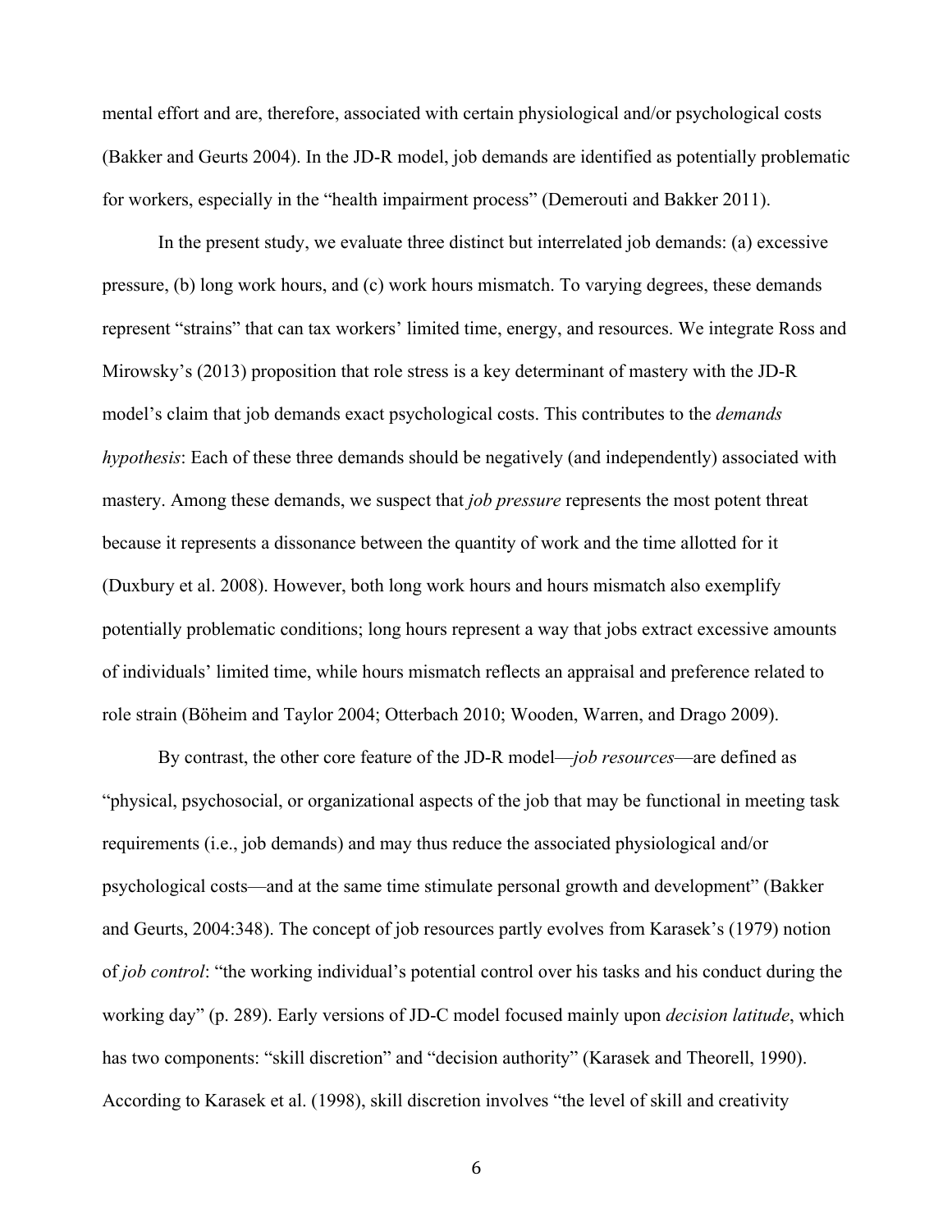mental effort and are, therefore, associated with certain physiological and/or psychological costs (Bakker and Geurts 2004). In the JD-R model, job demands are identified as potentially problematic for workers, especially in the "health impairment process" (Demerouti and Bakker 2011).

In the present study, we evaluate three distinct but interrelated job demands: (a) excessive pressure, (b) long work hours, and (c) work hours mismatch. To varying degrees, these demands represent "strains" that can tax workers' limited time, energy, and resources. We integrate Ross and Mirowsky's (2013) proposition that role stress is a key determinant of mastery with the JD-R model's claim that job demands exact psychological costs. This contributes to the *demands hypothesis*: Each of these three demands should be negatively (and independently) associated with mastery. Among these demands, we suspect that *job pressure* represents the most potent threat because it represents a dissonance between the quantity of work and the time allotted for it (Duxbury et al. 2008). However, both long work hours and hours mismatch also exemplify potentially problematic conditions; long hours represent a way that jobs extract excessive amounts of individuals' limited time, while hours mismatch reflects an appraisal and preference related to role strain (Böheim and Taylor 2004; Otterbach 2010; Wooden, Warren, and Drago 2009).

By contrast, the other core feature of the JD-R model—*job resources*—are defined as "physical, psychosocial, or organizational aspects of the job that may be functional in meeting task requirements (i.e., job demands) and may thus reduce the associated physiological and/or psychological costs—and at the same time stimulate personal growth and development" (Bakker and Geurts, 2004:348). The concept of job resources partly evolves from Karasek's (1979) notion of *job control*: "the working individual's potential control over his tasks and his conduct during the working day" (p. 289). Early versions of JD-C model focused mainly upon *decision latitude*, which has two components: "skill discretion" and "decision authority" (Karasek and Theorell, 1990). According to Karasek et al. (1998), skill discretion involves "the level of skill and creativity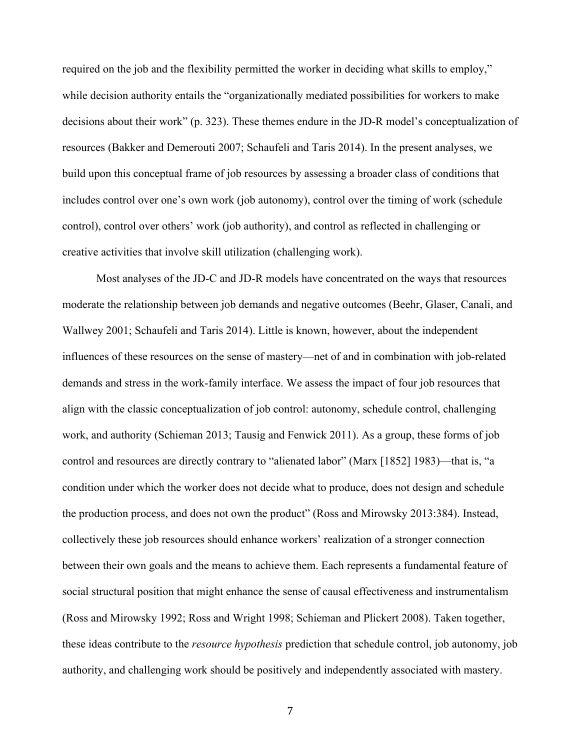required on the job and the flexibility permitted the worker in deciding what skills to employ," while decision authority entails the "organizationally mediated possibilities for workers to make decisions about their work" (p. 323). These themes endure in the JD-R model's conceptualization of resources (Bakker and Demerouti 2007; Schaufeli and Taris 2014). In the present analyses, we build upon this conceptual frame of job resources by assessing a broader class of conditions that includes control over one's own work (job autonomy), control over the timing of work (schedule control), control over others' work (job authority), and control as reflected in challenging or creative activities that involve skill utilization (challenging work).

Most analyses of the JD-C and JD-R models have concentrated on the ways that resources moderate the relationship between job demands and negative outcomes (Beehr, Glaser, Canali, and Wallwey 2001; Schaufeli and Taris 2014). Little is known, however, about the independent influences of these resources on the sense of mastery—net of and in combination with job-related demands and stress in the work-family interface. We assess the impact of four job resources that align with the classic conceptualization of job control: autonomy, schedule control, challenging work, and authority (Schieman 2013; Tausig and Fenwick 2011). As a group, these forms of job control and resources are directly contrary to "alienated labor" (Marx [1852] 1983)—that is, "a condition under which the worker does not decide what to produce, does not design and schedule the production process, and does not own the product" (Ross and Mirowsky 2013:384). Instead, collectively these job resources should enhance workers' realization of a stronger connection between their own goals and the means to achieve them. Each represents a fundamental feature of social structural position that might enhance the sense of causal effectiveness and instrumentalism (Ross and Mirowsky 1992; Ross and Wright 1998; Schieman and Plickert 2008). Taken together, these ideas contribute to the *resource hypothesis* prediction that schedule control, job autonomy, job authority, and challenging work should be positively and independently associated with mastery.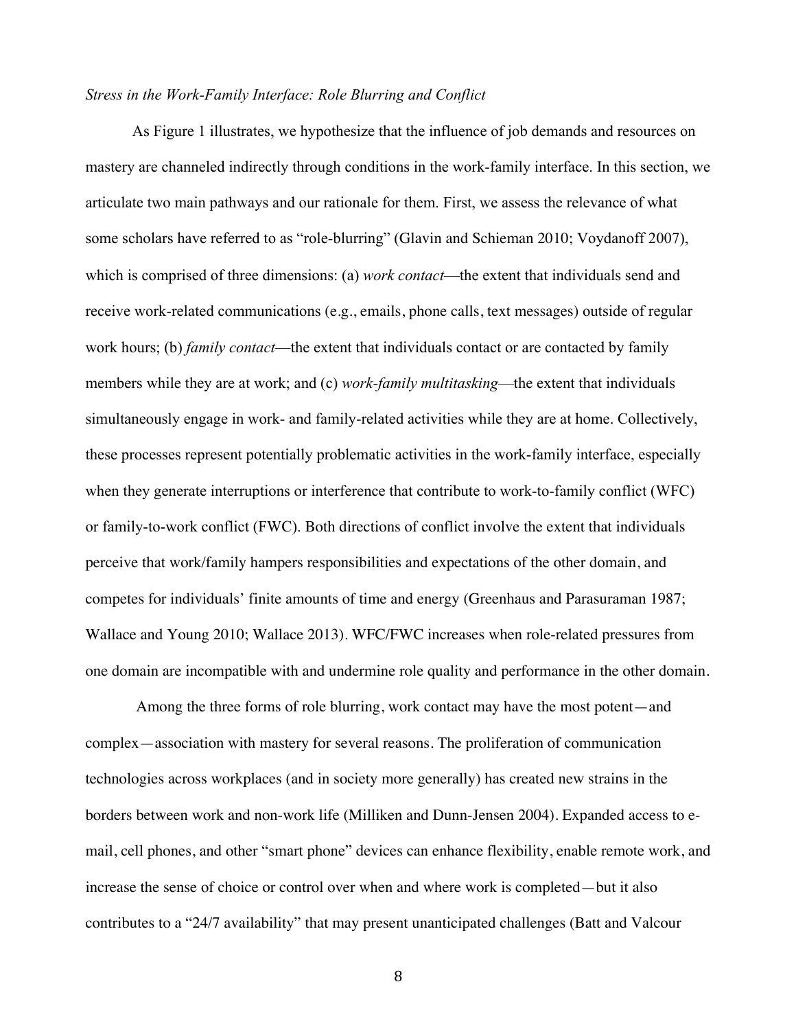*Stress in the Work-Family Interface: Role Blurring and Conflict*

As Figure 1 illustrates, we hypothesize that the influence of job demands and resources on mastery are channeled indirectly through conditions in the work-family interface. In this section, we articulate two main pathways and our rationale for them. First, we assess the relevance of what some scholars have referred to as "role-blurring" (Glavin and Schieman 2010; Voydanoff 2007), which is comprised of three dimensions: (a) *work contact*—the extent that individuals send and receive work-related communications (e.g., emails, phone calls, text messages) outside of regular work hours; (b) *family contact*—the extent that individuals contact or are contacted by family members while they are at work; and (c) *work-family multitasking*—the extent that individuals simultaneously engage in work- and family-related activities while they are at home. Collectively, these processes represent potentially problematic activities in the work-family interface, especially when they generate interruptions or interference that contribute to work-to-family conflict (WFC) or family-to-work conflict (FWC). Both directions of conflict involve the extent that individuals perceive that work/family hampers responsibilities and expectations of the other domain, and competes for individuals' finite amounts of time and energy (Greenhaus and Parasuraman 1987; Wallace and Young 2010; Wallace 2013). WFC/FWC increases when role-related pressures from one domain are incompatible with and undermine role quality and performance in the other domain.

Among the three forms of role blurring, work contact may have the most potent—and complex—association with mastery for several reasons. The proliferation of communication technologies across workplaces (and in society more generally) has created new strains in the borders between work and non-work life (Milliken and Dunn-Jensen 2004). Expanded access to e-mail, cell phones, and other "smart phone" devices can enhance flexibility, enable remote work, and increase the sense of choice or control over when and where work is completed—but it also contributes to a "24/7 availability" that may present unanticipated challenges (Batt and Valcour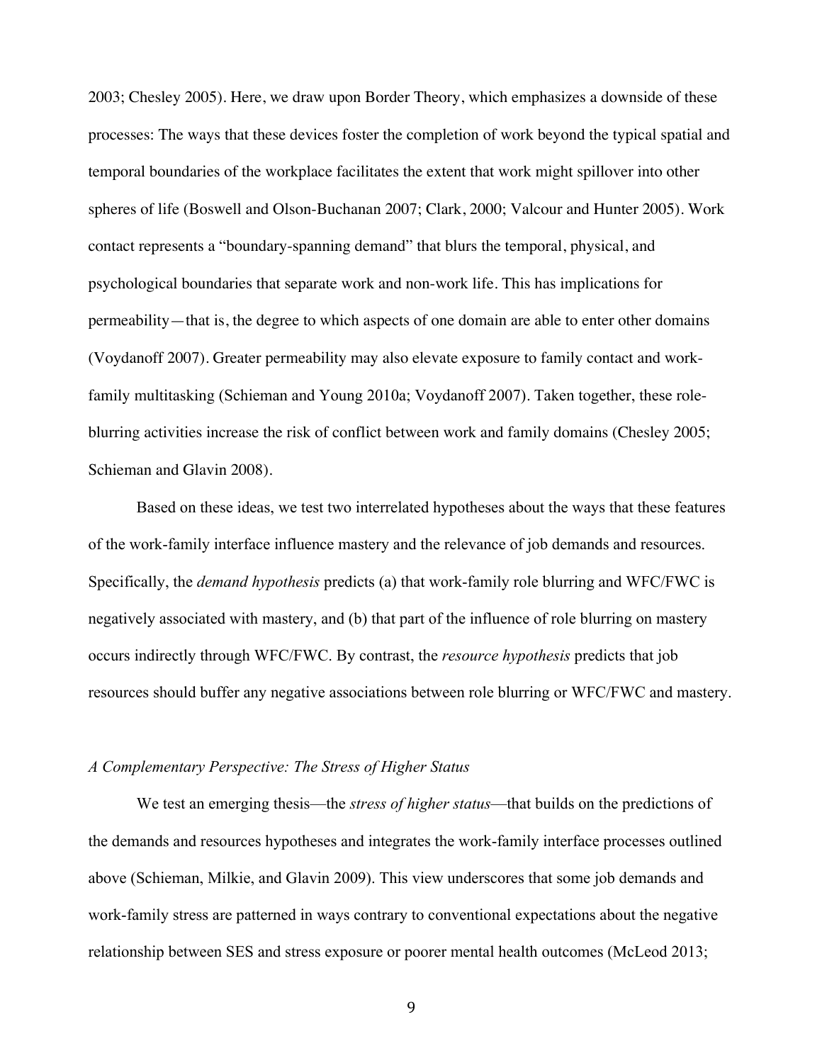2003; Chesley 2005). Here, we draw upon Border Theory, which emphasizes a downside of these processes: The ways that these devices foster the completion of work beyond the typical spatial and temporal boundaries of the workplace facilitates the extent that work might spillover into other spheres of life (Boswell and Olson-Buchanan 2007; Clark, 2000; Valcour and Hunter 2005). Work contact represents a "boundary-spanning demand" that blurs the temporal, physical, and psychological boundaries that separate work and non-work life. This has implications for permeability—that is, the degree to which aspects of one domain are able to enter other domains (Voydanoff 2007). Greater permeability may also elevate exposure to family contact and work-family multitasking (Schieman and Young 2010a; Voydanoff 2007). Taken together, these role-blurring activities increase the risk of conflict between work and family domains (Chesley 2005; Schieman and Glavin 2008).

Based on these ideas, we test two interrelated hypotheses about the ways that these features of the work-family interface influence mastery and the relevance of job demands and resources. Specifically, the *demand hypothesis* predicts (a) that work-family role blurring and WFC/FWC is negatively associated with mastery, and (b) that part of the influence of role blurring on mastery occurs indirectly through WFC/FWC. By contrast, the *resource hypothesis* predicts that job resources should buffer any negative associations between role blurring or WFC/FWC and mastery.

### *A Complementary Perspective: The Stress of Higher Status*

We test an emerging thesis—the *stress of higher status*—that builds on the predictions of the demands and resources hypotheses and integrates the work-family interface processes outlined above (Schieman, Milkie, and Glavin 2009). This view underscores that some job demands and work-family stress are patterned in ways contrary to conventional expectations about the negative relationship between SES and stress exposure or poorer mental health outcomes (McLeod 2013;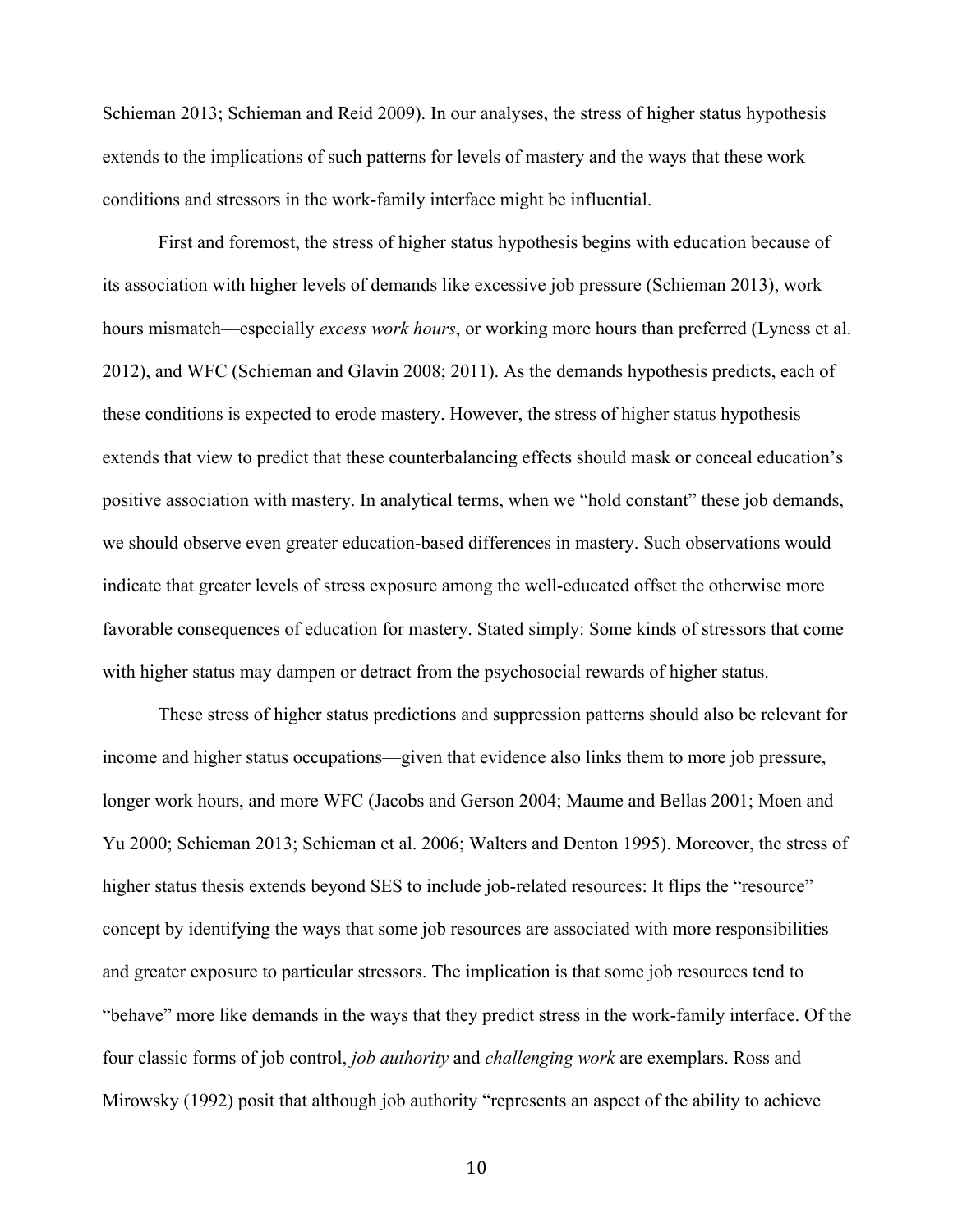Schieman 2013; Schieman and Reid 2009). In our analyses, the stress of higher status hypothesis extends to the implications of such patterns for levels of mastery and the ways that these work conditions and stressors in the work-family interface might be influential.

First and foremost, the stress of higher status hypothesis begins with education because of its association with higher levels of demands like excessive job pressure (Schieman 2013), work hours mismatch—especially *excess work hours*, or working more hours than preferred (Lyness et al. 2012), and WFC (Schieman and Glavin 2008; 2011). As the demands hypothesis predicts, each of these conditions is expected to erode mastery. However, the stress of higher status hypothesis extends that view to predict that these counterbalancing effects should mask or conceal education's positive association with mastery. In analytical terms, when we "hold constant" these job demands, we should observe even greater education-based differences in mastery. Such observations would indicate that greater levels of stress exposure among the well-educated offset the otherwise more favorable consequences of education for mastery. Stated simply: Some kinds of stressors that come with higher status may dampen or detract from the psychosocial rewards of higher status.

These stress of higher status predictions and suppression patterns should also be relevant for income and higher status occupations—given that evidence also links them to more job pressure, longer work hours, and more WFC (Jacobs and Gerson 2004; Maume and Bellas 2001; Moen and Yu 2000; Schieman 2013; Schieman et al. 2006; Walters and Denton 1995). Moreover, the stress of higher status thesis extends beyond SES to include job-related resources: It flips the "resource" concept by identifying the ways that some job resources are associated with more responsibilities and greater exposure to particular stressors. The implication is that some job resources tend to "behave" more like demands in the ways that they predict stress in the work-family interface. Of the four classic forms of job control, *job authority* and *challenging work* are exemplars. Ross and Mirowsky (1992) posit that although job authority "represents an aspect of the ability to achieve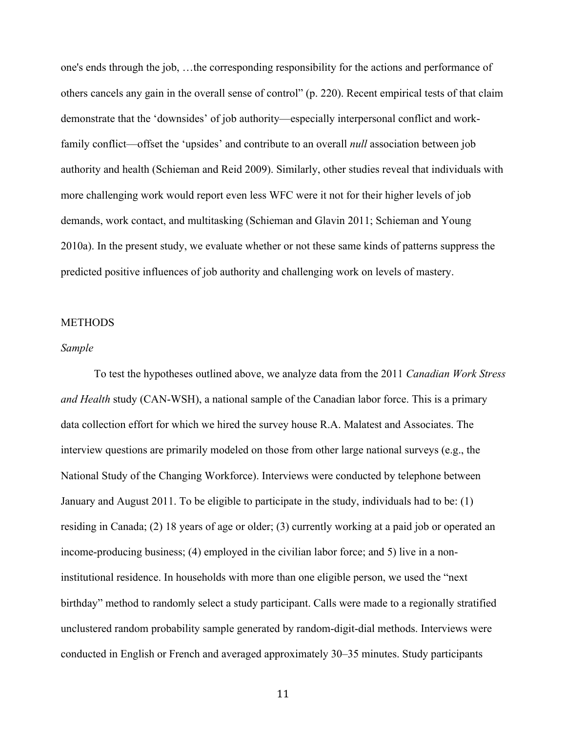one's ends through the job, …the corresponding responsibility for the actions and performance of others cancels any gain in the overall sense of control" (p. 220). Recent empirical tests of that claim demonstrate that the 'downsides' of job authority—especially interpersonal conflict and work-family conflict—offset the 'upsides' and contribute to an overall *null* association between job authority and health (Schieman and Reid 2009). Similarly, other studies reveal that individuals with more challenging work would report even less WFC were it not for their higher levels of job demands, work contact, and multitasking (Schieman and Glavin 2011; Schieman and Young 2010a). In the present study, we evaluate whether or not these same kinds of patterns suppress the predicted positive influences of job authority and challenging work on levels of mastery.

## METHODS

### *Sample*

To test the hypotheses outlined above, we analyze data from the 2011 *Canadian Work Stress and Health* study (CAN-WSH), a national sample of the Canadian labor force. This is a primary data collection effort for which we hired the survey house R.A. Malatest and Associates. The interview questions are primarily modeled on those from other large national surveys (e.g., the National Study of the Changing Workforce). Interviews were conducted by telephone between January and August 2011. To be eligible to participate in the study, individuals had to be: (1) residing in Canada; (2) 18 years of age or older; (3) currently working at a paid job or operated an income-producing business; (4) employed in the civilian labor force; and 5) live in a non-institutional residence. In households with more than one eligible person, we used the "next birthday" method to randomly select a study participant. Calls were made to a regionally stratified unclustered random probability sample generated by random-digit-dial methods. Interviews were conducted in English or French and averaged approximately 30–35 minutes. Study participants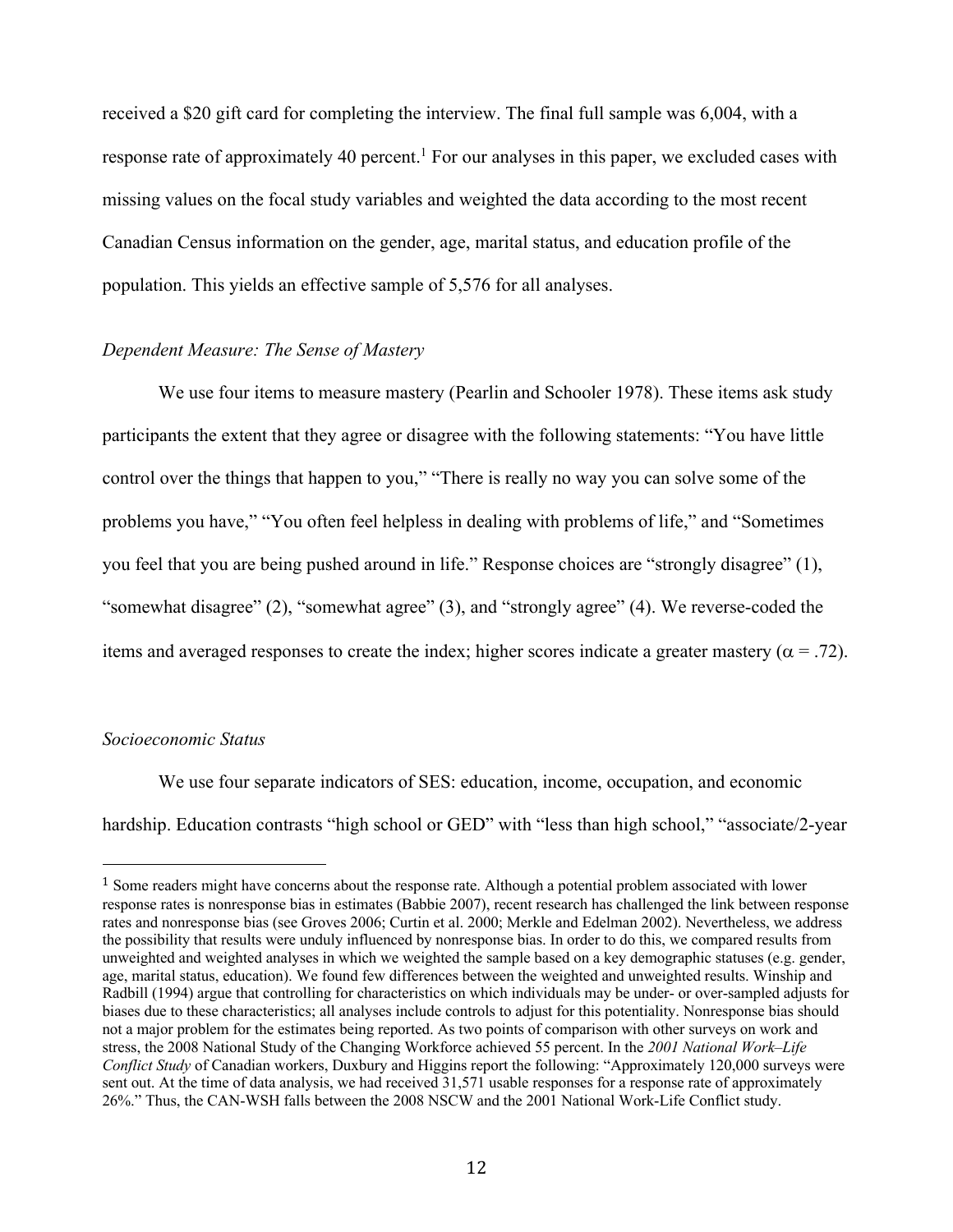received a $20 gift card for completing the interview. The final full sample was 6,004, with a response rate of approximately 40 percent.[1] For our analyses in this paper, we excluded cases with missing values on the focal study variables and weighted the data according to the most recent Canadian Census information on the gender, age, marital status, and education profile of the population. This yields an effective sample of 5,576 for all analyses.

*Dependent Measure: The Sense of Mastery*

We use four items to measure mastery (Pearlin and Schooler 1978). These items ask study participants the extent that they agree or disagree with the following statements: "You have little control over the things that happen to you," "There is really no way you can solve some of the problems you have," "You often feel helpless in dealing with problems of life," and "Sometimes you feel that you are being pushed around in life." Response choices are "strongly disagree" (1), "somewhat disagree" (2), "somewhat agree" (3), and "strongly agree" (4). We reverse-coded the items and averaged responses to create the index; higher scores indicate a greater mastery ($\alpha = .72$).

*Socioeconomic Status*

We use four separate indicators of SES: education, income, occupation, and economic hardship. Education contrasts "high school or GED" with "less than high school," "associate/2-year

[1] Some readers might have concerns about the response rate. Although a potential problem associated with lower response rates is nonresponse bias in estimates (Babbie 2007), recent research has challenged the link between response rates and nonresponse bias (see Groves 2006; Curtin et al. 2000; Merkle and Edelman 2002). Nevertheless, we address the possibility that results were unduly influenced by nonresponse bias. In order to do this, we compared results from unweighted and weighted analyses in which we weighted the sample based on a key demographic statuses (e.g. gender, age, marital status, education). We found few differences between the weighted and unweighted results. Winship and Radbill (1994) argue that controlling for characteristics on which individuals may be under- or over-sampled adjusts for biases due to these characteristics; all analyses include controls to adjust for this potentiality. Nonresponse bias should not a major problem for the estimates being reported. As two points of comparison with other surveys on work and stress, the 2008 National Study of the Changing Workforce achieved 55 percent. In the *2001 National Work–Life Conflict Study* of Canadian workers, Duxbury and Higgins report the following: "Approximately 120,000 surveys were sent out. At the time of data analysis, we had received 31,571 usable responses for a response rate of approximately 26%." Thus, the CAN-WSH falls between the 2008 NSCW and the 2001 National Work-Life Conflict study.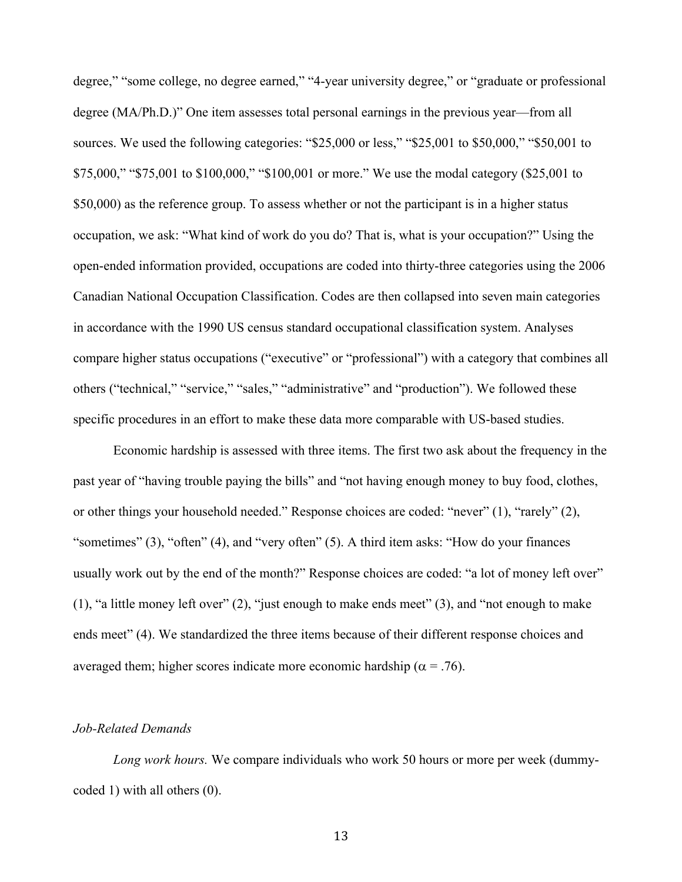degree," "some college, no degree earned," "4-year university degree," or "graduate or professional degree (MA/Ph.D.)" One item assesses total personal earnings in the previous year—from all sources. We used the following categories: "\$25,000 or less," "\$25,001 to \$50,000," "\$50,001 to \$75,000," "\$75,001 to \$100,000," "\$100,001 or more." We use the modal category (\$25,001 to \$50,000) as the reference group. To assess whether or not the participant is in a higher status occupation, we ask: "What kind of work do you do? That is, what is your occupation?" Using the open-ended information provided, occupations are coded into thirty-three categories using the 2006 Canadian National Occupation Classification. Codes are then collapsed into seven main categories in accordance with the 1990 US census standard occupational classification system. Analyses compare higher status occupations ("executive" or "professional") with a category that combines all others ("technical," "service," "sales," "administrative" and "production"). We followed these specific procedures in an effort to make these data more comparable with US-based studies.

Economic hardship is assessed with three items. The first two ask about the frequency in the past year of "having trouble paying the bills" and "not having enough money to buy food, clothes, or other things your household needed." Response choices are coded: "never" (1), "rarely" (2), "sometimes" (3), "often" (4), and "very often" (5). A third item asks: "How do your finances usually work out by the end of the month?" Response choices are coded: "a lot of money left over" (1), "a little money left over" (2), "just enough to make ends meet" (3), and "not enough to make ends meet" (4). We standardized the three items because of their different response choices and averaged them; higher scores indicate more economic hardship ($\alpha = .76$).

*Job-Related Demands*

*Long work hours.* We compare individuals who work 50 hours or more per week (dummy-coded 1) with all others (0).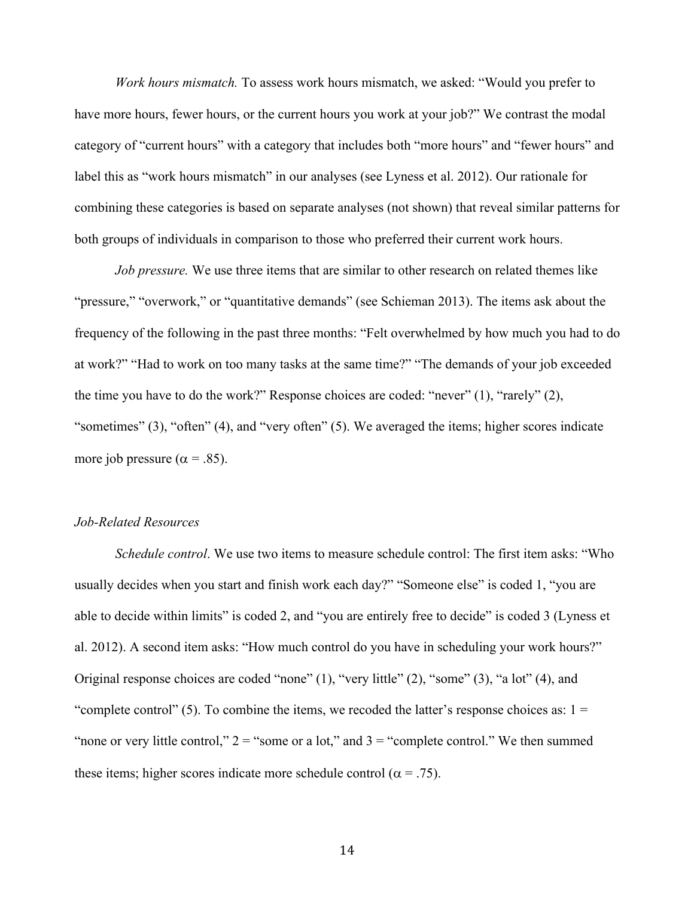*Work hours mismatch.* To assess work hours mismatch, we asked: "Would you prefer to have more hours, fewer hours, or the current hours you work at your job?" We contrast the modal category of "current hours" with a category that includes both "more hours" and "fewer hours" and label this as "work hours mismatch" in our analyses (see Lyness et al. 2012). Our rationale for combining these categories is based on separate analyses (not shown) that reveal similar patterns for both groups of individuals in comparison to those who preferred their current work hours.

*Job pressure.* We use three items that are similar to other research on related themes like "pressure," "overwork," or "quantitative demands" (see Schieman 2013). The items ask about the frequency of the following in the past three months: "Felt overwhelmed by how much you had to do at work?" "Had to work on too many tasks at the same time?" "The demands of your job exceeded the time you have to do the work?" Response choices are coded: "never" (1), "rarely" (2), "sometimes" (3), "often" (4), and "very often" (5). We averaged the items; higher scores indicate more job pressure ($\alpha$ = .85).

### *Job-Related Resources*

*Schedule control*. We use two items to measure schedule control: The first item asks: "Who usually decides when you start and finish work each day?" "Someone else" is coded 1, "you are able to decide within limits" is coded 2, and "you are entirely free to decide" is coded 3 (Lyness et al. 2012). A second item asks: "How much control do you have in scheduling your work hours?" Original response choices are coded "none" (1), "very little" (2), "some" (3), "a lot" (4), and "complete control" (5). To combine the items, we recoded the latter's response choices as: 1 = "none or very little control," 2 = "some or a lot," and 3 = "complete control." We then summed these items; higher scores indicate more schedule control ($\alpha$ = .75).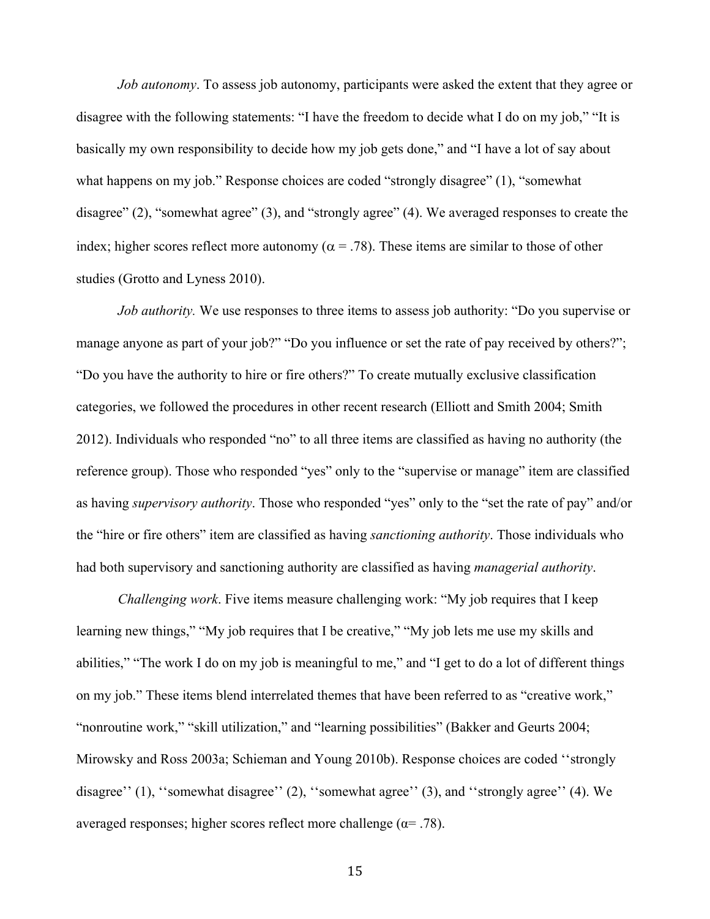*Job autonomy*. To assess job autonomy, participants were asked the extent that they agree or disagree with the following statements: "I have the freedom to decide what I do on my job," "It is basically my own responsibility to decide how my job gets done," and "I have a lot of say about what happens on my job." Response choices are coded "strongly disagree" (1), "somewhat disagree" (2), "somewhat agree" (3), and "strongly agree" (4). We averaged responses to create the index; higher scores reflect more autonomy ($\alpha = .78$). These items are similar to those of other studies (Grotto and Lyness 2010).

*Job authority.* We use responses to three items to assess job authority: "Do you supervise or manage anyone as part of your job?" "Do you influence or set the rate of pay received by others?"; "Do you have the authority to hire or fire others?" To create mutually exclusive classification categories, we followed the procedures in other recent research (Elliott and Smith 2004; Smith 2012). Individuals who responded "no" to all three items are classified as having no authority (the reference group). Those who responded "yes" only to the "supervise or manage" item are classified as having *supervisory authority*. Those who responded "yes" only to the "set the rate of pay" and/or the "hire or fire others" item are classified as having *sanctioning authority*. Those individuals who had both supervisory and sanctioning authority are classified as having *managerial authority*.

*Challenging work*. Five items measure challenging work: "My job requires that I keep learning new things," "My job requires that I be creative," "My job lets me use my skills and abilities," "The work I do on my job is meaningful to me," and "I get to do a lot of different things on my job." These items blend interrelated themes that have been referred to as "creative work," "nonroutine work," "skill utilization," and "learning possibilities" (Bakker and Geurts 2004; Mirowsky and Ross 2003a; Schieman and Young 2010b). Response choices are coded ''strongly disagree'' (1), ''somewhat disagree'' (2), ''somewhat agree'' (3), and ''strongly agree'' (4). We averaged responses; higher scores reflect more challenge ($\alpha = .78$).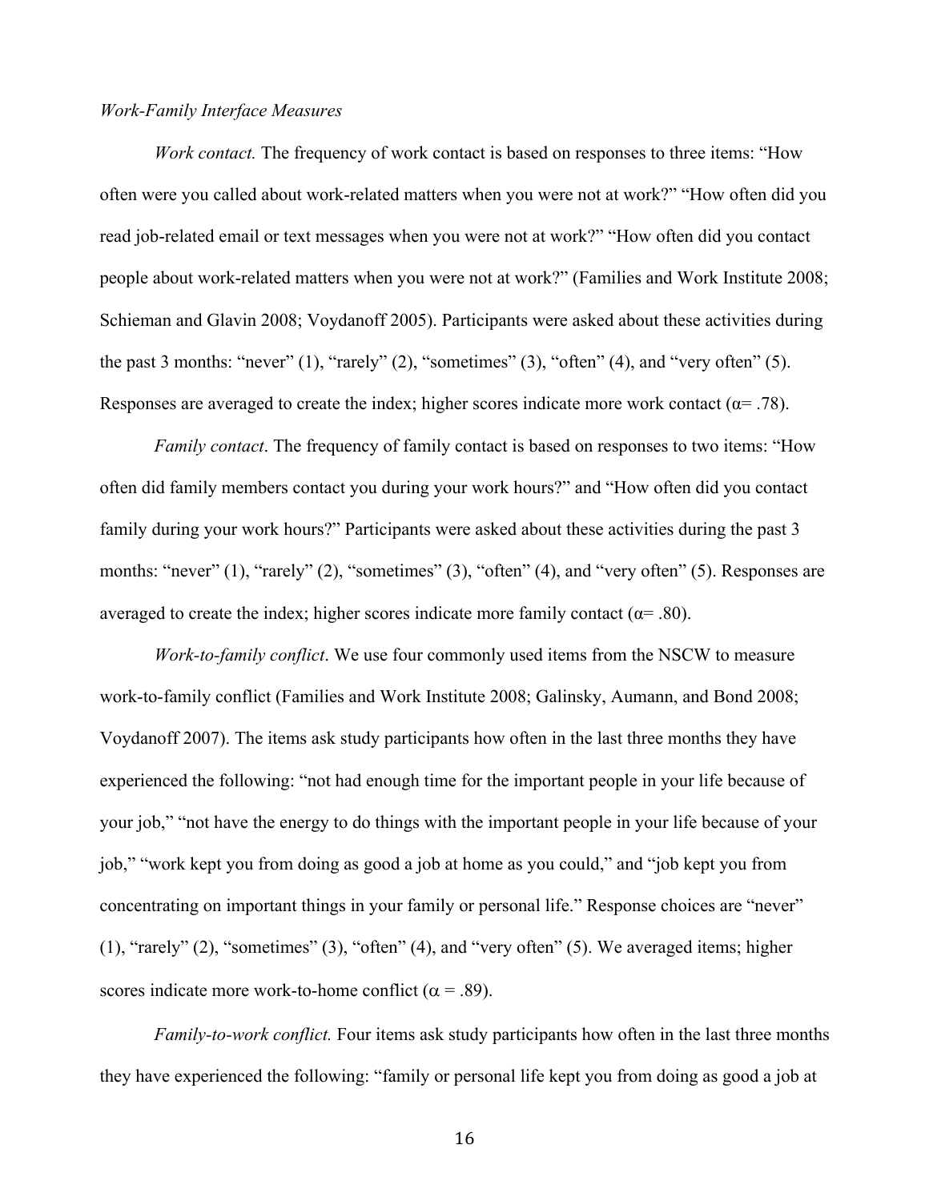*Work-Family Interface Measures*

*Work contact.* The frequency of work contact is based on responses to three items: "How often were you called about work-related matters when you were not at work?" "How often did you read job-related email or text messages when you were not at work?" "How often did you contact people about work-related matters when you were not at work?" (Families and Work Institute 2008; Schieman and Glavin 2008; Voydanoff 2005). Participants were asked about these activities during the past 3 months: "never" (1), "rarely" (2), "sometimes" (3), "often" (4), and "very often" (5). Responses are averaged to create the index; higher scores indicate more work contact (α= .78).

*Family contact*. The frequency of family contact is based on responses to two items: "How often did family members contact you during your work hours?" and "How often did you contact family during your work hours?" Participants were asked about these activities during the past 3 months: "never" (1), "rarely" (2), "sometimes" (3), "often" (4), and "very often" (5). Responses are averaged to create the index; higher scores indicate more family contact (α= .80).

*Work-to-family conflict*. We use four commonly used items from the NSCW to measure work-to-family conflict (Families and Work Institute 2008; Galinsky, Aumann, and Bond 2008; Voydanoff 2007). The items ask study participants how often in the last three months they have experienced the following: "not had enough time for the important people in your life because of your job," "not have the energy to do things with the important people in your life because of your job," "work kept you from doing as good a job at home as you could," and "job kept you from concentrating on important things in your family or personal life." Response choices are "never" (1), "rarely" (2), "sometimes" (3), "often" (4), and "very often" (5). We averaged items; higher scores indicate more work-to-home conflict (α = .89).

*Family-to-work conflict.* Four items ask study participants how often in the last three months they have experienced the following: "family or personal life kept you from doing as good a job at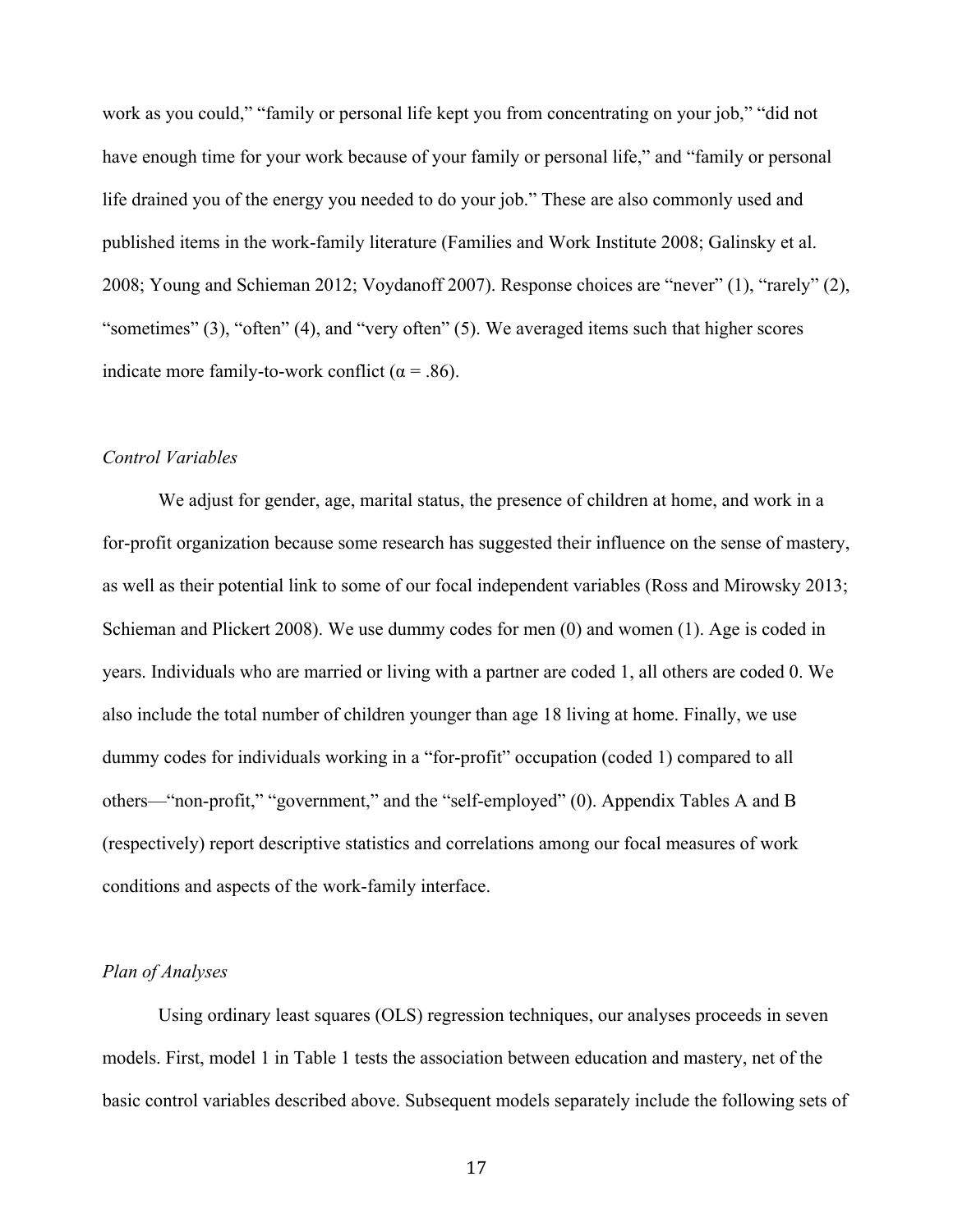work as you could," "family or personal life kept you from concentrating on your job," "did not have enough time for your work because of your family or personal life," and "family or personal life drained you of the energy you needed to do your job." These are also commonly used and published items in the work-family literature (Families and Work Institute 2008; Galinsky et al. 2008; Young and Schieman 2012; Voydanoff 2007). Response choices are "never" (1), "rarely" (2), "sometimes" (3), "often" (4), and "very often" (5). We averaged items such that higher scores indicate more family-to-work conflict (α = .86).

### *Control Variables*

We adjust for gender, age, marital status, the presence of children at home, and work in a for-profit organization because some research has suggested their influence on the sense of mastery, as well as their potential link to some of our focal independent variables (Ross and Mirowsky 2013; Schieman and Plickert 2008). We use dummy codes for men (0) and women (1). Age is coded in years. Individuals who are married or living with a partner are coded 1, all others are coded 0. We also include the total number of children younger than age 18 living at home. Finally, we use dummy codes for individuals working in a "for-profit" occupation (coded 1) compared to all others—"non-profit," "government," and the "self-employed" (0). Appendix Tables A and B (respectively) report descriptive statistics and correlations among our focal measures of work conditions and aspects of the work-family interface.

### *Plan of Analyses*

Using ordinary least squares (OLS) regression techniques, our analyses proceeds in seven models. First, model 1 in Table 1 tests the association between education and mastery, net of the basic control variables described above. Subsequent models separately include the following sets of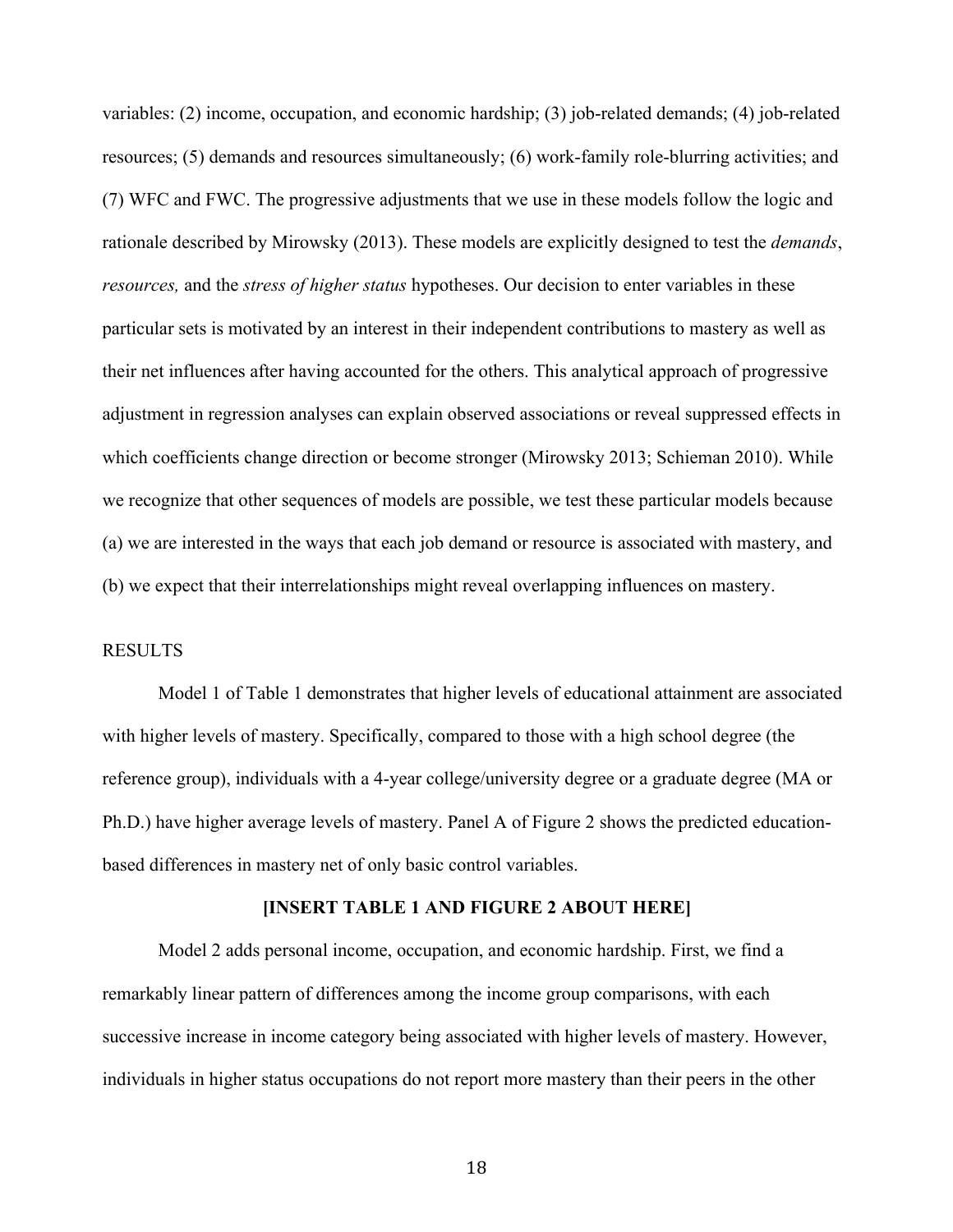variables: (2) income, occupation, and economic hardship; (3) job-related demands; (4) job-related resources; (5) demands and resources simultaneously; (6) work-family role-blurring activities; and (7) WFC and FWC. The progressive adjustments that we use in these models follow the logic and rationale described by Mirowsky (2013). These models are explicitly designed to test the *demands*, *resources,* and the *stress of higher status* hypotheses. Our decision to enter variables in these particular sets is motivated by an interest in their independent contributions to mastery as well as their net influences after having accounted for the others. This analytical approach of progressive adjustment in regression analyses can explain observed associations or reveal suppressed effects in which coefficients change direction or become stronger (Mirowsky 2013; Schieman 2010). While we recognize that other sequences of models are possible, we test these particular models because (a) we are interested in the ways that each job demand or resource is associated with mastery, and (b) we expect that their interrelationships might reveal overlapping influences on mastery.

## RESULTS

Model 1 of Table 1 demonstrates that higher levels of educational attainment are associated with higher levels of mastery. Specifically, compared to those with a high school degree (the reference group), individuals with a 4-year college/university degree or a graduate degree (MA or Ph.D.) have higher average levels of mastery. Panel A of Figure 2 shows the predicted education-based differences in mastery net of only basic control variables.

**[INSERT TABLE 1 AND FIGURE 2 ABOUT HERE]**

Model 2 adds personal income, occupation, and economic hardship. First, we find a remarkably linear pattern of differences among the income group comparisons, with each successive increase in income category being associated with higher levels of mastery. However, individuals in higher status occupations do not report more mastery than their peers in the other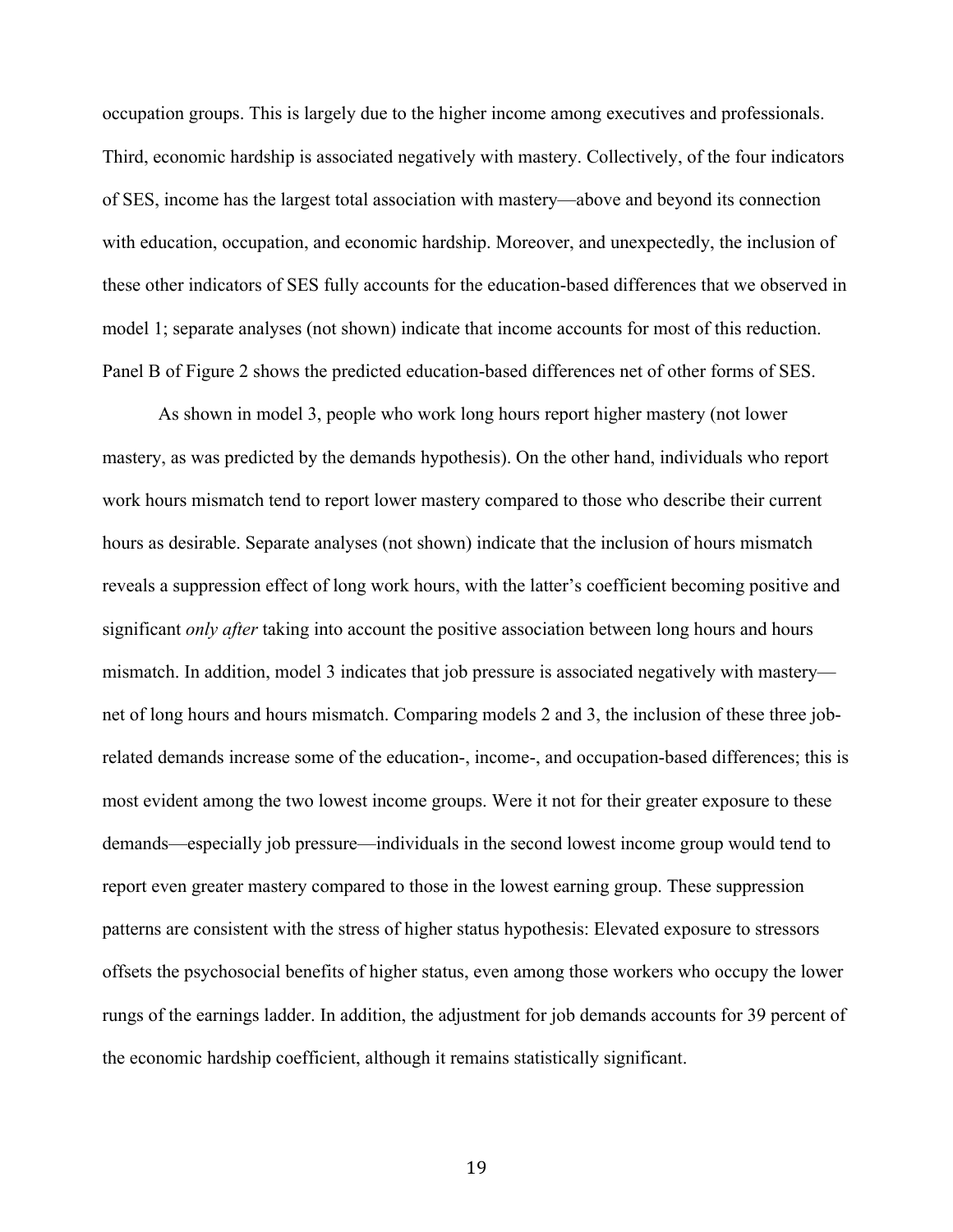occupation groups. This is largely due to the higher income among executives and professionals. Third, economic hardship is associated negatively with mastery. Collectively, of the four indicators of SES, income has the largest total association with mastery—above and beyond its connection with education, occupation, and economic hardship. Moreover, and unexpectedly, the inclusion of these other indicators of SES fully accounts for the education-based differences that we observed in model 1; separate analyses (not shown) indicate that income accounts for most of this reduction. Panel B of Figure 2 shows the predicted education-based differences net of other forms of SES.

As shown in model 3, people who work long hours report higher mastery (not lower mastery, as was predicted by the demands hypothesis). On the other hand, individuals who report work hours mismatch tend to report lower mastery compared to those who describe their current hours as desirable. Separate analyses (not shown) indicate that the inclusion of hours mismatch reveals a suppression effect of long work hours, with the latter's coefficient becoming positive and significant *only after* taking into account the positive association between long hours and hours mismatch. In addition, model 3 indicates that job pressure is associated negatively with mastery—net of long hours and hours mismatch. Comparing models 2 and 3, the inclusion of these three job-related demands increase some of the education-, income-, and occupation-based differences; this is most evident among the two lowest income groups. Were it not for their greater exposure to these demands—especially job pressure—individuals in the second lowest income group would tend to report even greater mastery compared to those in the lowest earning group. These suppression patterns are consistent with the stress of higher status hypothesis: Elevated exposure to stressors offsets the psychosocial benefits of higher status, even among those workers who occupy the lower rungs of the earnings ladder. In addition, the adjustment for job demands accounts for 39 percent of the economic hardship coefficient, although it remains statistically significant.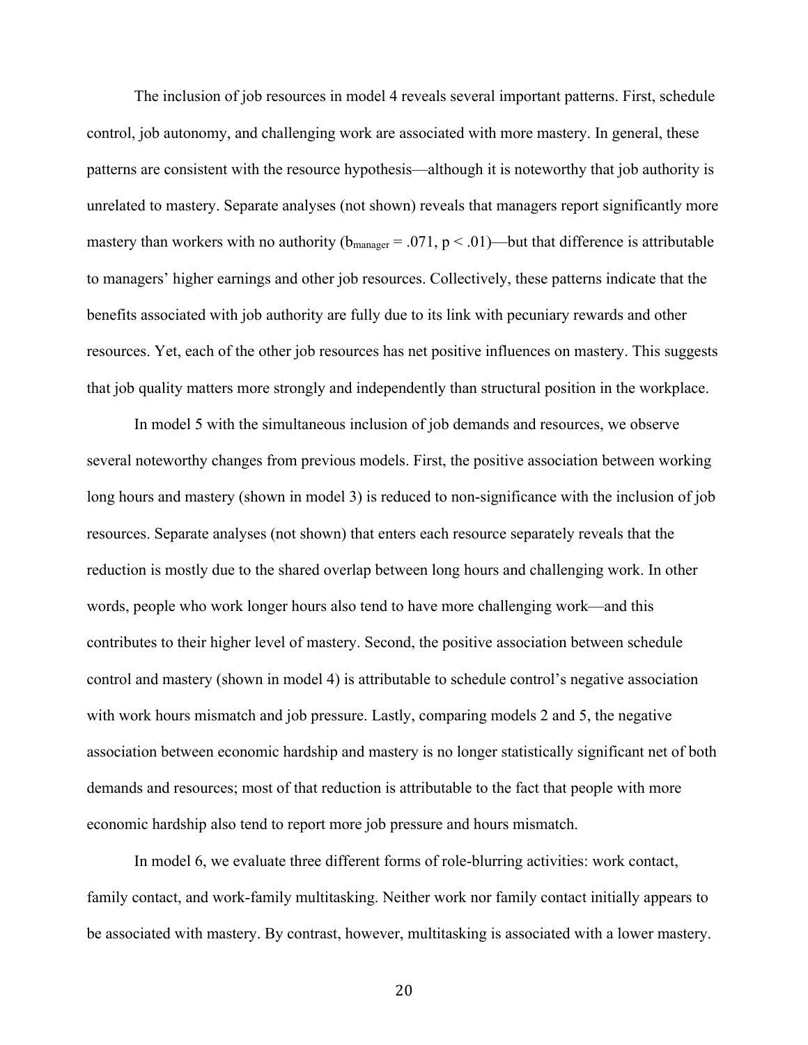The inclusion of job resources in model 4 reveals several important patterns. First, schedule control, job autonomy, and challenging work are associated with more mastery. In general, these patterns are consistent with the resource hypothesis—although it is noteworthy that job authority is unrelated to mastery. Separate analyses (not shown) reveals that managers report significantly more mastery than workers with no authority ($b_{manager} = .071$, $p < .01$)—but that difference is attributable to managers' higher earnings and other job resources. Collectively, these patterns indicate that the benefits associated with job authority are fully due to its link with pecuniary rewards and other resources. Yet, each of the other job resources has net positive influences on mastery. This suggests that job quality matters more strongly and independently than structural position in the workplace.

In model 5 with the simultaneous inclusion of job demands and resources, we observe several noteworthy changes from previous models. First, the positive association between working long hours and mastery (shown in model 3) is reduced to non-significance with the inclusion of job resources. Separate analyses (not shown) that enters each resource separately reveals that the reduction is mostly due to the shared overlap between long hours and challenging work. In other words, people who work longer hours also tend to have more challenging work—and this contributes to their higher level of mastery. Second, the positive association between schedule control and mastery (shown in model 4) is attributable to schedule control's negative association with work hours mismatch and job pressure. Lastly, comparing models 2 and 5, the negative association between economic hardship and mastery is no longer statistically significant net of both demands and resources; most of that reduction is attributable to the fact that people with more economic hardship also tend to report more job pressure and hours mismatch.

In model 6, we evaluate three different forms of role-blurring activities: work contact, family contact, and work-family multitasking. Neither work nor family contact initially appears to be associated with mastery. By contrast, however, multitasking is associated with a lower mastery.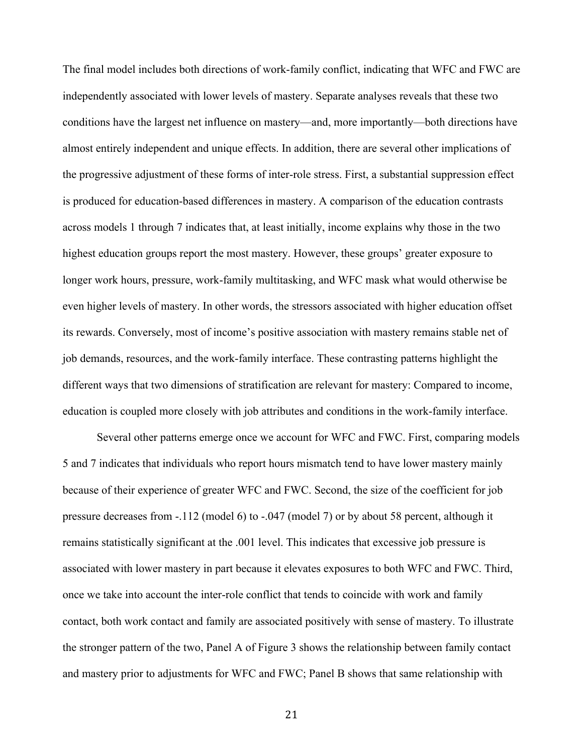The final model includes both directions of work-family conflict, indicating that WFC and FWC are independently associated with lower levels of mastery. Separate analyses reveals that these two conditions have the largest net influence on mastery—and, more importantly—both directions have almost entirely independent and unique effects. In addition, there are several other implications of the progressive adjustment of these forms of inter-role stress. First, a substantial suppression effect is produced for education-based differences in mastery. A comparison of the education contrasts across models 1 through 7 indicates that, at least initially, income explains why those in the two highest education groups report the most mastery. However, these groups' greater exposure to longer work hours, pressure, work-family multitasking, and WFC mask what would otherwise be even higher levels of mastery. In other words, the stressors associated with higher education offset its rewards. Conversely, most of income's positive association with mastery remains stable net of job demands, resources, and the work-family interface. These contrasting patterns highlight the different ways that two dimensions of stratification are relevant for mastery: Compared to income, education is coupled more closely with job attributes and conditions in the work-family interface.

Several other patterns emerge once we account for WFC and FWC. First, comparing models 5 and 7 indicates that individuals who report hours mismatch tend to have lower mastery mainly because of their experience of greater WFC and FWC. Second, the size of the coefficient for job pressure decreases from -.112 (model 6) to -.047 (model 7) or by about 58 percent, although it remains statistically significant at the .001 level. This indicates that excessive job pressure is associated with lower mastery in part because it elevates exposures to both WFC and FWC. Third, once we take into account the inter-role conflict that tends to coincide with work and family contact, both work contact and family are associated positively with sense of mastery. To illustrate the stronger pattern of the two, Panel A of Figure 3 shows the relationship between family contact and mastery prior to adjustments for WFC and FWC; Panel B shows that same relationship with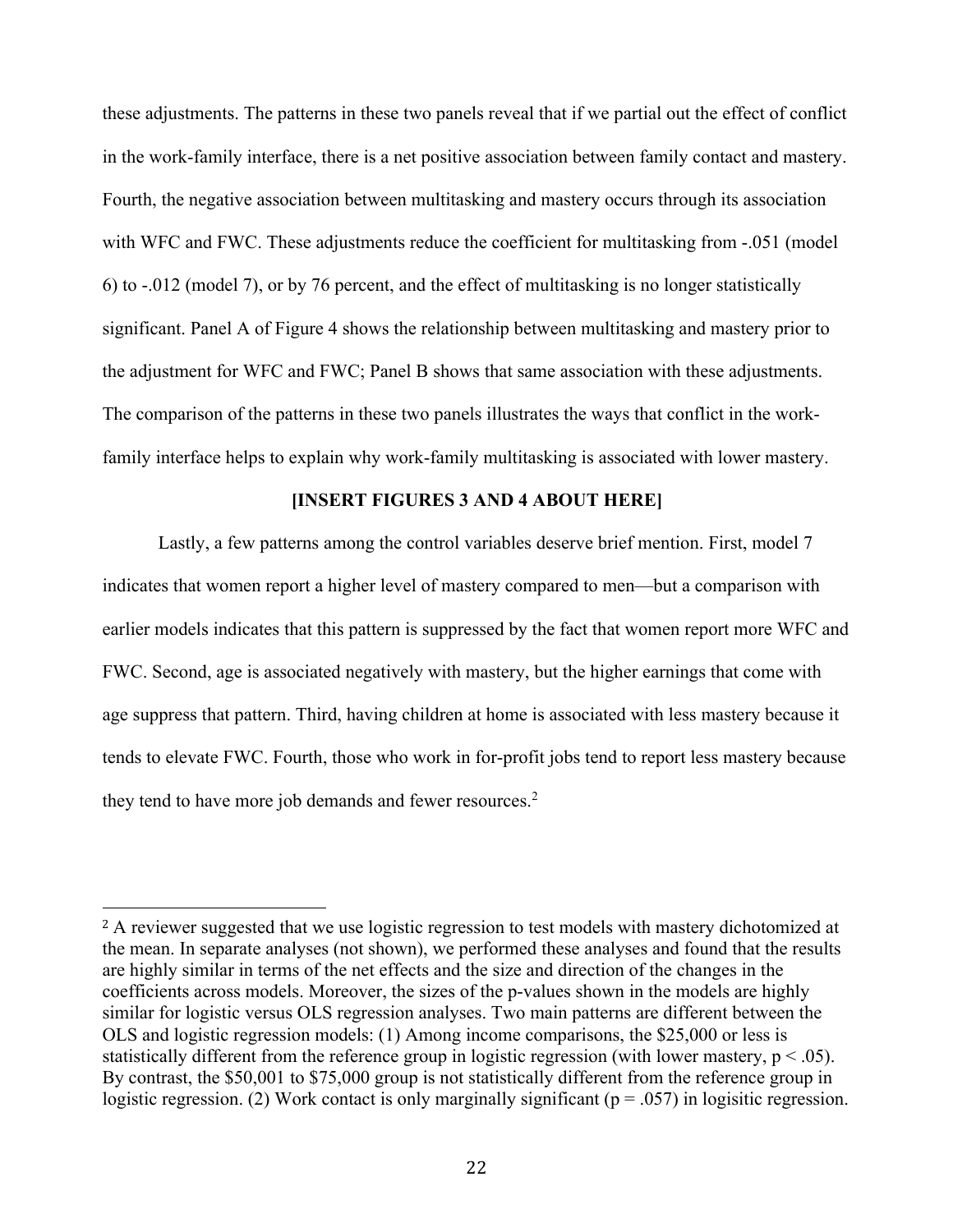these adjustments. The patterns in these two panels reveal that if we partial out the effect of conflict in the work-family interface, there is a net positive association between family contact and mastery. Fourth, the negative association between multitasking and mastery occurs through its association with WFC and FWC. These adjustments reduce the coefficient for multitasking from -.051 (model 6) to -.012 (model 7), or by 76 percent, and the effect of multitasking is no longer statistically significant. Panel A of Figure 4 shows the relationship between multitasking and mastery prior to the adjustment for WFC and FWC; Panel B shows that same association with these adjustments. The comparison of the patterns in these two panels illustrates the ways that conflict in the work-family interface helps to explain why work-family multitasking is associated with lower mastery.

**[INSERT FIGURES 3 AND 4 ABOUT HERE]**

Lastly, a few patterns among the control variables deserve brief mention. First, model 7 indicates that women report a higher level of mastery compared to men—but a comparison with earlier models indicates that this pattern is suppressed by the fact that women report more WFC and FWC. Second, age is associated negatively with mastery, but the higher earnings that come with age suppress that pattern. Third, having children at home is associated with less mastery because it tends to elevate FWC. Fourth, those who work in for-profit jobs tend to report less mastery because they tend to have more job demands and fewer resources.[2]

---

[2] A reviewer suggested that we use logistic regression to test models with mastery dichotomized at the mean. In separate analyses (not shown), we performed these analyses and found that the results are highly similar in terms of the net effects and the size and direction of the changes in the coefficients across models. Moreover, the sizes of the p-values shown in the models are highly similar for logistic versus OLS regression analyses. Two main patterns are different between the OLS and logistic regression models: (1) Among income comparisons, the $25,000 or less is statistically different from the reference group in logistic regression (with lower mastery, $p < .05$). By contrast, the $50,001 to $75,000 group is not statistically different from the reference group in logistic regression. (2) Work contact is only marginally significant ($p = .057$) in logisitic regression.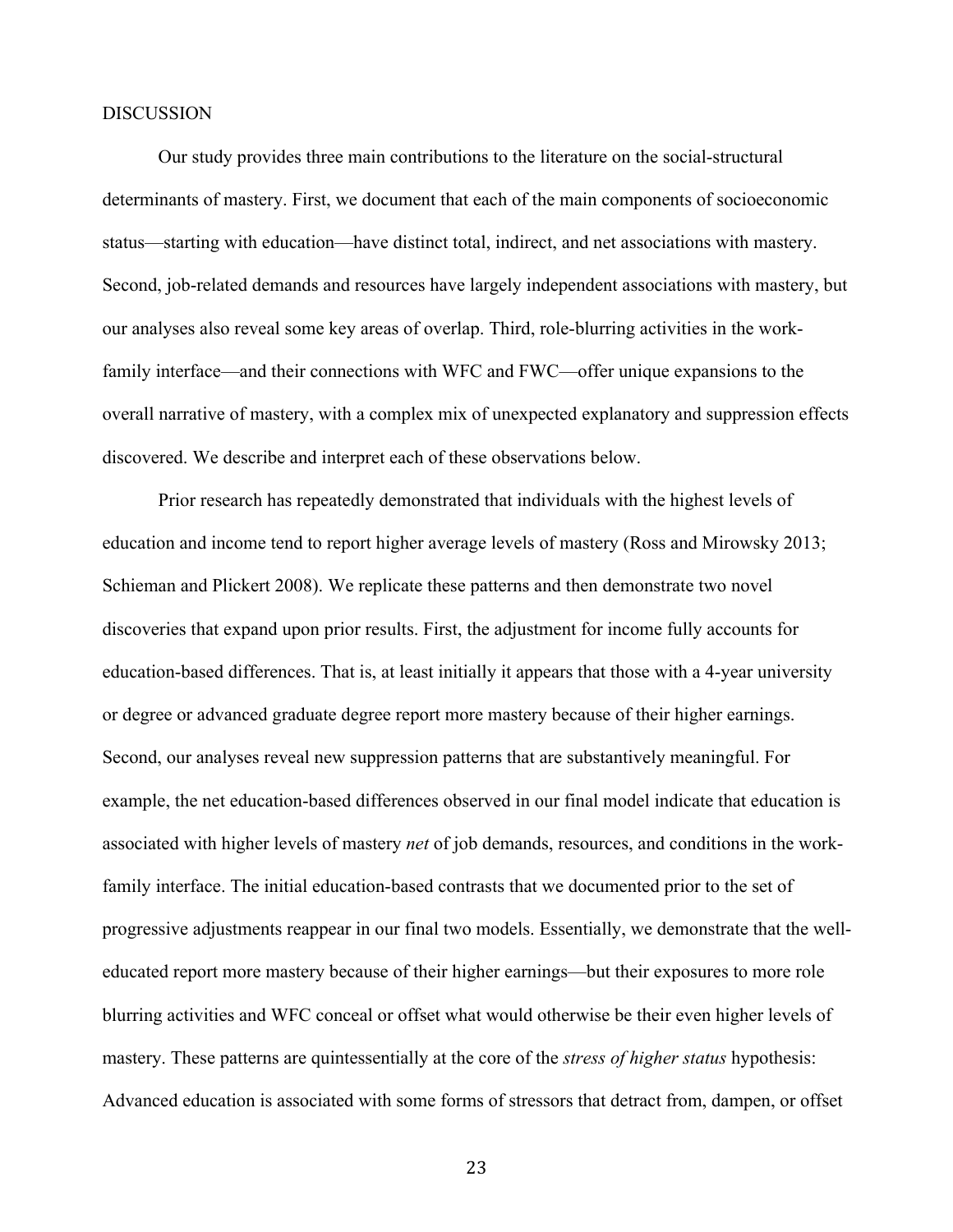## DISCUSSION

Our study provides three main contributions to the literature on the social-structural determinants of mastery. First, we document that each of the main components of socioeconomic status—starting with education—have distinct total, indirect, and net associations with mastery. Second, job-related demands and resources have largely independent associations with mastery, but our analyses also reveal some key areas of overlap. Third, role-blurring activities in the work-family interface—and their connections with WFC and FWC—offer unique expansions to the overall narrative of mastery, with a complex mix of unexpected explanatory and suppression effects discovered. We describe and interpret each of these observations below.

Prior research has repeatedly demonstrated that individuals with the highest levels of education and income tend to report higher average levels of mastery (Ross and Mirowsky 2013; Schieman and Plickert 2008). We replicate these patterns and then demonstrate two novel discoveries that expand upon prior results. First, the adjustment for income fully accounts for education-based differences. That is, at least initially it appears that those with a 4-year university or degree or advanced graduate degree report more mastery because of their higher earnings. Second, our analyses reveal new suppression patterns that are substantively meaningful. For example, the net education-based differences observed in our final model indicate that education is associated with higher levels of mastery *net* of job demands, resources, and conditions in the work-family interface. The initial education-based contrasts that we documented prior to the set of progressive adjustments reappear in our final two models. Essentially, we demonstrate that the well-educated report more mastery because of their higher earnings—but their exposures to more role blurring activities and WFC conceal or offset what would otherwise be their even higher levels of mastery. These patterns are quintessentially at the core of the *stress of higher status* hypothesis: Advanced education is associated with some forms of stressors that detract from, dampen, or offset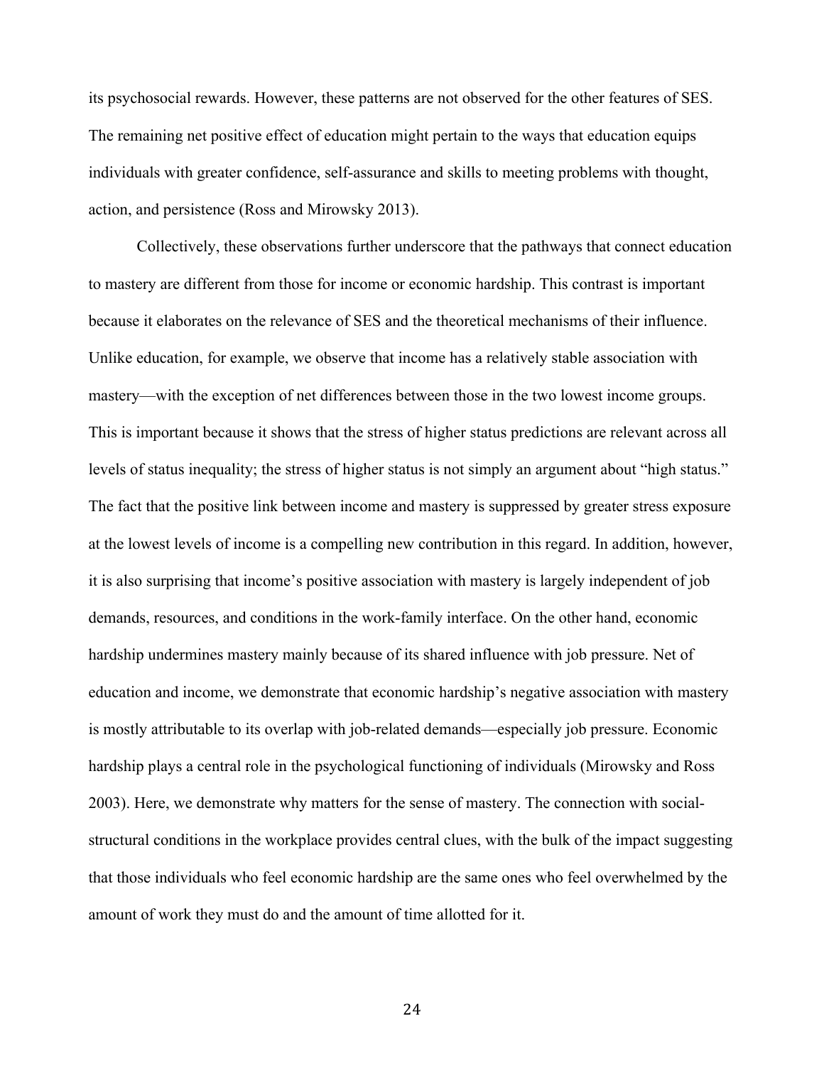its psychosocial rewards. However, these patterns are not observed for the other features of SES. The remaining net positive effect of education might pertain to the ways that education equips individuals with greater confidence, self-assurance and skills to meeting problems with thought, action, and persistence (Ross and Mirowsky 2013).

Collectively, these observations further underscore that the pathways that connect education to mastery are different from those for income or economic hardship. This contrast is important because it elaborates on the relevance of SES and the theoretical mechanisms of their influence. Unlike education, for example, we observe that income has a relatively stable association with mastery—with the exception of net differences between those in the two lowest income groups. This is important because it shows that the stress of higher status predictions are relevant across all levels of status inequality; the stress of higher status is not simply an argument about "high status." The fact that the positive link between income and mastery is suppressed by greater stress exposure at the lowest levels of income is a compelling new contribution in this regard. In addition, however, it is also surprising that income's positive association with mastery is largely independent of job demands, resources, and conditions in the work-family interface. On the other hand, economic hardship undermines mastery mainly because of its shared influence with job pressure. Net of education and income, we demonstrate that economic hardship's negative association with mastery is mostly attributable to its overlap with job-related demands—especially job pressure. Economic hardship plays a central role in the psychological functioning of individuals (Mirowsky and Ross 2003). Here, we demonstrate why matters for the sense of mastery. The connection with social-structural conditions in the workplace provides central clues, with the bulk of the impact suggesting that those individuals who feel economic hardship are the same ones who feel overwhelmed by the amount of work they must do and the amount of time allotted for it.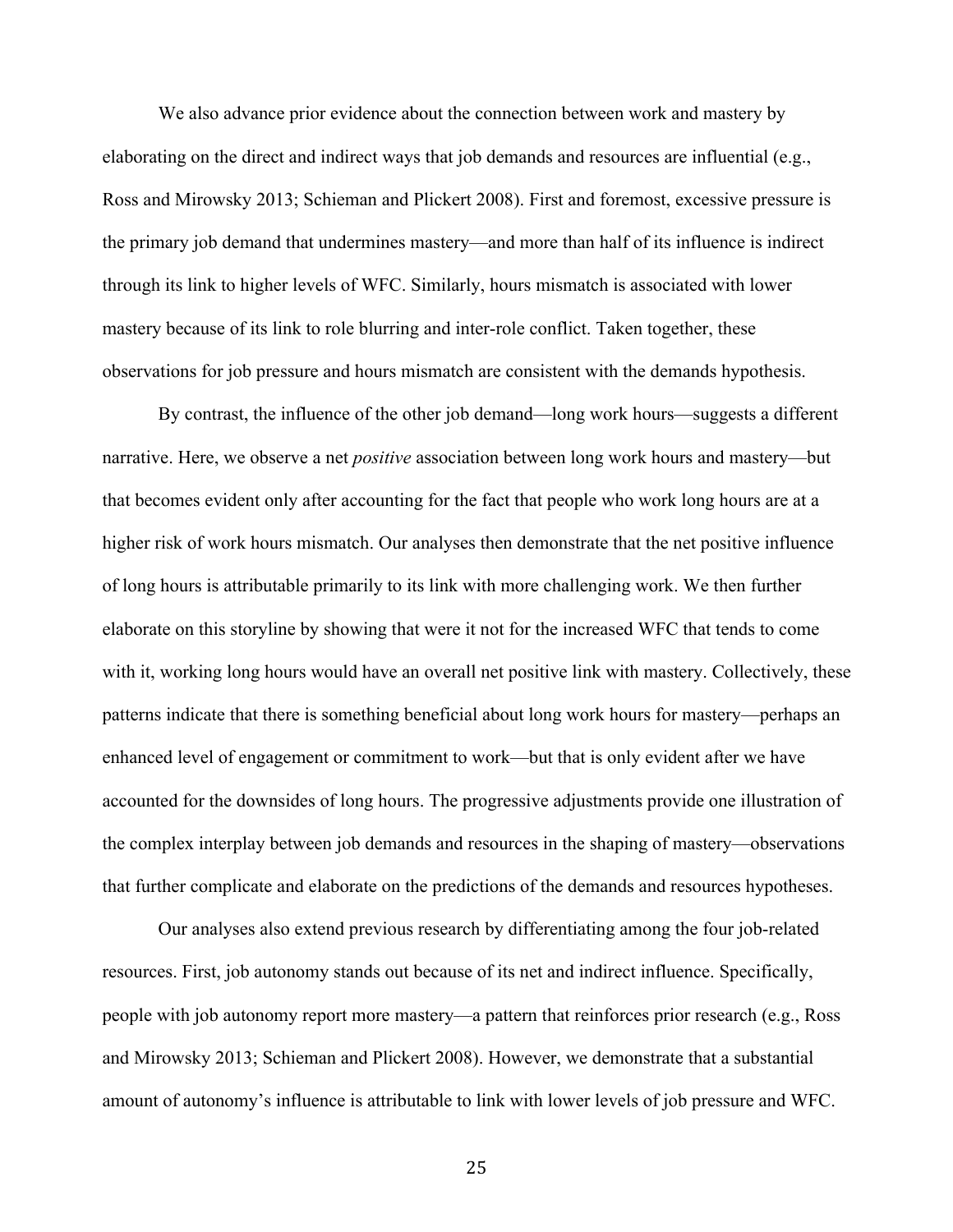We also advance prior evidence about the connection between work and mastery by elaborating on the direct and indirect ways that job demands and resources are influential (e.g., Ross and Mirowsky 2013; Schieman and Plickert 2008). First and foremost, excessive pressure is the primary job demand that undermines mastery—and more than half of its influence is indirect through its link to higher levels of WFC. Similarly, hours mismatch is associated with lower mastery because of its link to role blurring and inter-role conflict. Taken together, these observations for job pressure and hours mismatch are consistent with the demands hypothesis.

By contrast, the influence of the other job demand—long work hours—suggests a different narrative. Here, we observe a net *positive* association between long work hours and mastery—but that becomes evident only after accounting for the fact that people who work long hours are at a higher risk of work hours mismatch. Our analyses then demonstrate that the net positive influence of long hours is attributable primarily to its link with more challenging work. We then further elaborate on this storyline by showing that were it not for the increased WFC that tends to come with it, working long hours would have an overall net positive link with mastery. Collectively, these patterns indicate that there is something beneficial about long work hours for mastery—perhaps an enhanced level of engagement or commitment to work—but that is only evident after we have accounted for the downsides of long hours. The progressive adjustments provide one illustration of the complex interplay between job demands and resources in the shaping of mastery—observations that further complicate and elaborate on the predictions of the demands and resources hypotheses.

Our analyses also extend previous research by differentiating among the four job-related resources. First, job autonomy stands out because of its net and indirect influence. Specifically, people with job autonomy report more mastery—a pattern that reinforces prior research (e.g., Ross and Mirowsky 2013; Schieman and Plickert 2008). However, we demonstrate that a substantial amount of autonomy's influence is attributable to link with lower levels of job pressure and WFC.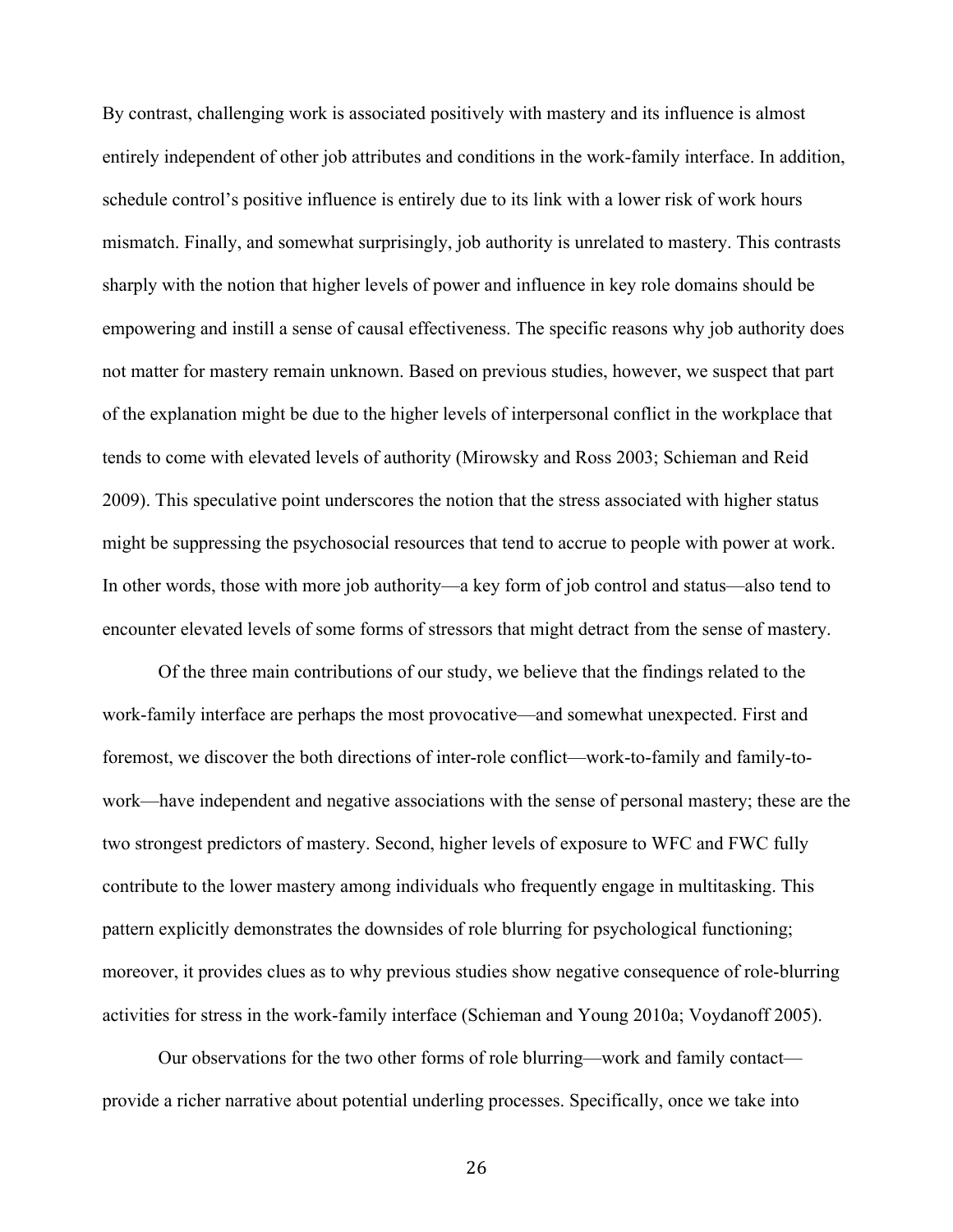By contrast, challenging work is associated positively with mastery and its influence is almost entirely independent of other job attributes and conditions in the work-family interface. In addition, schedule control's positive influence is entirely due to its link with a lower risk of work hours mismatch. Finally, and somewhat surprisingly, job authority is unrelated to mastery. This contrasts sharply with the notion that higher levels of power and influence in key role domains should be empowering and instill a sense of causal effectiveness. The specific reasons why job authority does not matter for mastery remain unknown. Based on previous studies, however, we suspect that part of the explanation might be due to the higher levels of interpersonal conflict in the workplace that tends to come with elevated levels of authority (Mirowsky and Ross 2003; Schieman and Reid 2009). This speculative point underscores the notion that the stress associated with higher status might be suppressing the psychosocial resources that tend to accrue to people with power at work. In other words, those with more job authority—a key form of job control and status—also tend to encounter elevated levels of some forms of stressors that might detract from the sense of mastery.

Of the three main contributions of our study, we believe that the findings related to the work-family interface are perhaps the most provocative—and somewhat unexpected. First and foremost, we discover the both directions of inter-role conflict—work-to-family and family-to-work—have independent and negative associations with the sense of personal mastery; these are the two strongest predictors of mastery. Second, higher levels of exposure to WFC and FWC fully contribute to the lower mastery among individuals who frequently engage in multitasking. This pattern explicitly demonstrates the downsides of role blurring for psychological functioning; moreover, it provides clues as to why previous studies show negative consequence of role-blurring activities for stress in the work-family interface (Schieman and Young 2010a; Voydanoff 2005).

Our observations for the two other forms of role blurring—work and family contact—provide a richer narrative about potential underling processes. Specifically, once we take into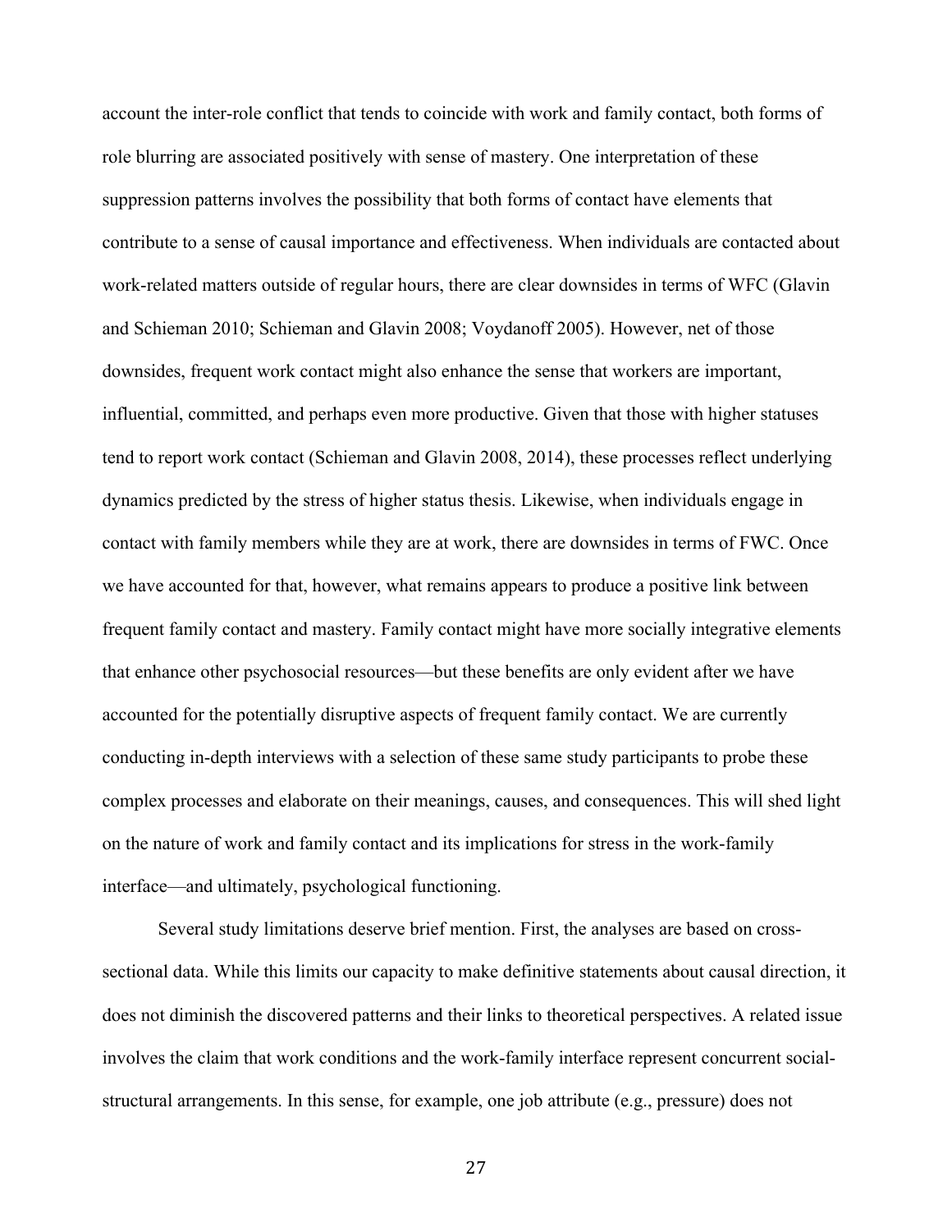account the inter-role conflict that tends to coincide with work and family contact, both forms of role blurring are associated positively with sense of mastery. One interpretation of these suppression patterns involves the possibility that both forms of contact have elements that contribute to a sense of causal importance and effectiveness. When individuals are contacted about work-related matters outside of regular hours, there are clear downsides in terms of WFC (Glavin and Schieman 2010; Schieman and Glavin 2008; Voydanoff 2005). However, net of those downsides, frequent work contact might also enhance the sense that workers are important, influential, committed, and perhaps even more productive. Given that those with higher statuses tend to report work contact (Schieman and Glavin 2008, 2014), these processes reflect underlying dynamics predicted by the stress of higher status thesis. Likewise, when individuals engage in contact with family members while they are at work, there are downsides in terms of FWC. Once we have accounted for that, however, what remains appears to produce a positive link between frequent family contact and mastery. Family contact might have more socially integrative elements that enhance other psychosocial resources—but these benefits are only evident after we have accounted for the potentially disruptive aspects of frequent family contact. We are currently conducting in-depth interviews with a selection of these same study participants to probe these complex processes and elaborate on their meanings, causes, and consequences. This will shed light on the nature of work and family contact and its implications for stress in the work-family interface—and ultimately, psychological functioning.

Several study limitations deserve brief mention. First, the analyses are based on cross-sectional data. While this limits our capacity to make definitive statements about causal direction, it does not diminish the discovered patterns and their links to theoretical perspectives. A related issue involves the claim that work conditions and the work-family interface represent concurrent social-structural arrangements. In this sense, for example, one job attribute (e.g., pressure) does not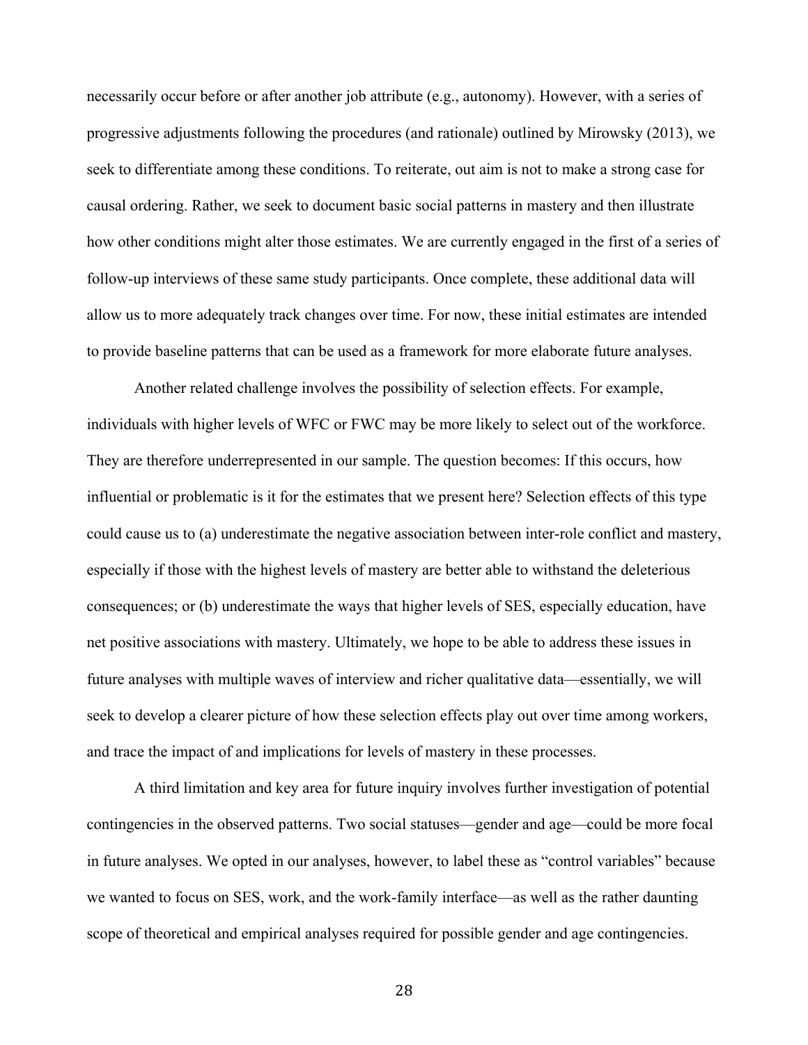necessarily occur before or after another job attribute (e.g., autonomy). However, with a series of progressive adjustments following the procedures (and rationale) outlined by Mirowsky (2013), we seek to differentiate among these conditions. To reiterate, out aim is not to make a strong case for causal ordering. Rather, we seek to document basic social patterns in mastery and then illustrate how other conditions might alter those estimates. We are currently engaged in the first of a series of follow-up interviews of these same study participants. Once complete, these additional data will allow us to more adequately track changes over time. For now, these initial estimates are intended to provide baseline patterns that can be used as a framework for more elaborate future analyses.

Another related challenge involves the possibility of selection effects. For example, individuals with higher levels of WFC or FWC may be more likely to select out of the workforce. They are therefore underrepresented in our sample. The question becomes: If this occurs, how influential or problematic is it for the estimates that we present here? Selection effects of this type could cause us to (a) underestimate the negative association between inter-role conflict and mastery, especially if those with the highest levels of mastery are better able to withstand the deleterious consequences; or (b) underestimate the ways that higher levels of SES, especially education, have net positive associations with mastery. Ultimately, we hope to be able to address these issues in future analyses with multiple waves of interview and richer qualitative data—essentially, we will seek to develop a clearer picture of how these selection effects play out over time among workers, and trace the impact of and implications for levels of mastery in these processes.

A third limitation and key area for future inquiry involves further investigation of potential contingencies in the observed patterns. Two social statuses—gender and age—could be more focal in future analyses. We opted in our analyses, however, to label these as "control variables" because we wanted to focus on SES, work, and the work-family interface—as well as the rather daunting scope of theoretical and empirical analyses required for possible gender and age contingencies.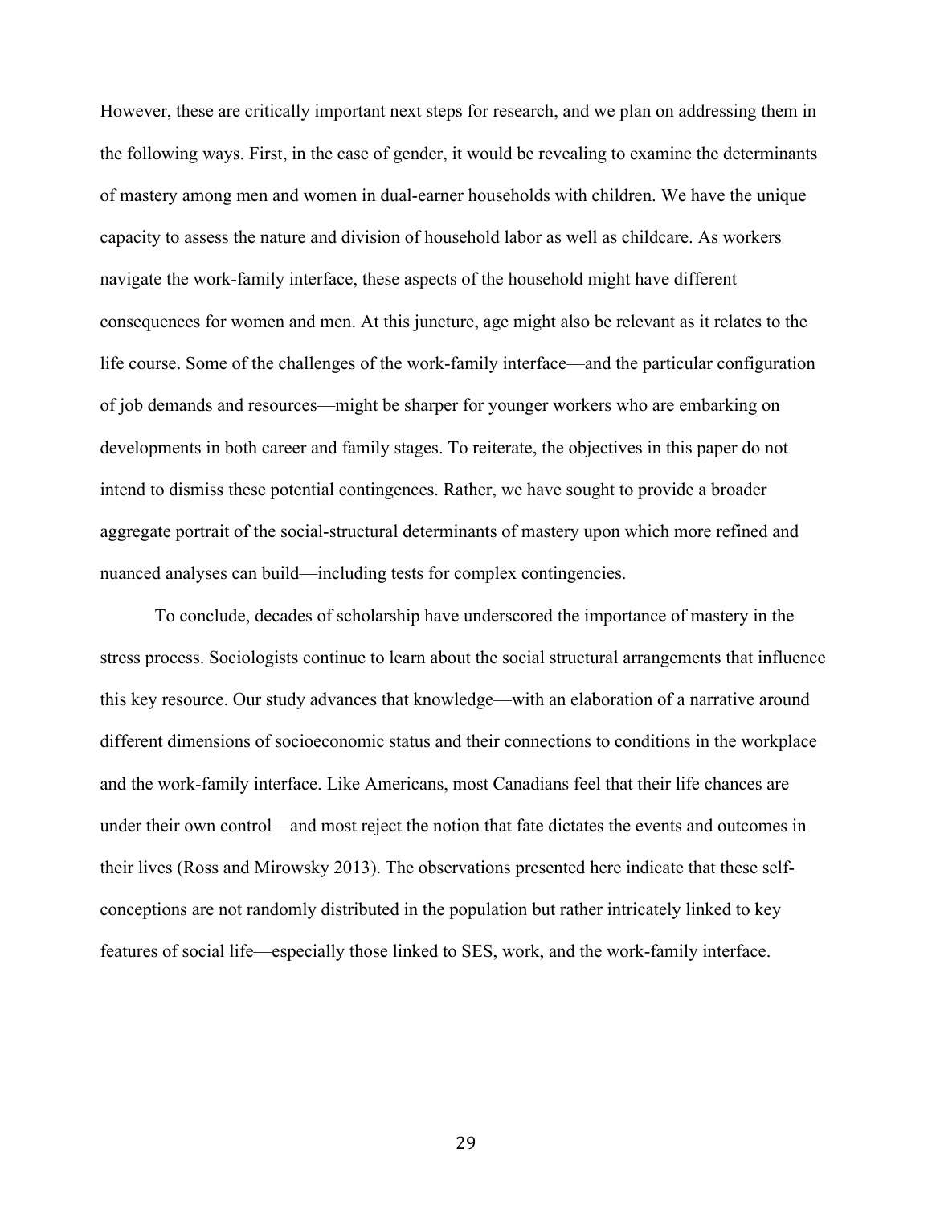However, these are critically important next steps for research, and we plan on addressing them in the following ways. First, in the case of gender, it would be revealing to examine the determinants of mastery among men and women in dual-earner households with children. We have the unique capacity to assess the nature and division of household labor as well as childcare. As workers navigate the work-family interface, these aspects of the household might have different consequences for women and men. At this juncture, age might also be relevant as it relates to the life course. Some of the challenges of the work-family interface—and the particular configuration of job demands and resources—might be sharper for younger workers who are embarking on developments in both career and family stages. To reiterate, the objectives in this paper do not intend to dismiss these potential contingences. Rather, we have sought to provide a broader aggregate portrait of the social-structural determinants of mastery upon which more refined and nuanced analyses can build—including tests for complex contingencies.

To conclude, decades of scholarship have underscored the importance of mastery in the stress process. Sociologists continue to learn about the social structural arrangements that influence this key resource. Our study advances that knowledge—with an elaboration of a narrative around different dimensions of socioeconomic status and their connections to conditions in the workplace and the work-family interface. Like Americans, most Canadians feel that their life chances are under their own control—and most reject the notion that fate dictates the events and outcomes in their lives (Ross and Mirowsky 2013). The observations presented here indicate that these self-conceptions are not randomly distributed in the population but rather intricately linked to key features of social life—especially those linked to SES, work, and the work-family interface.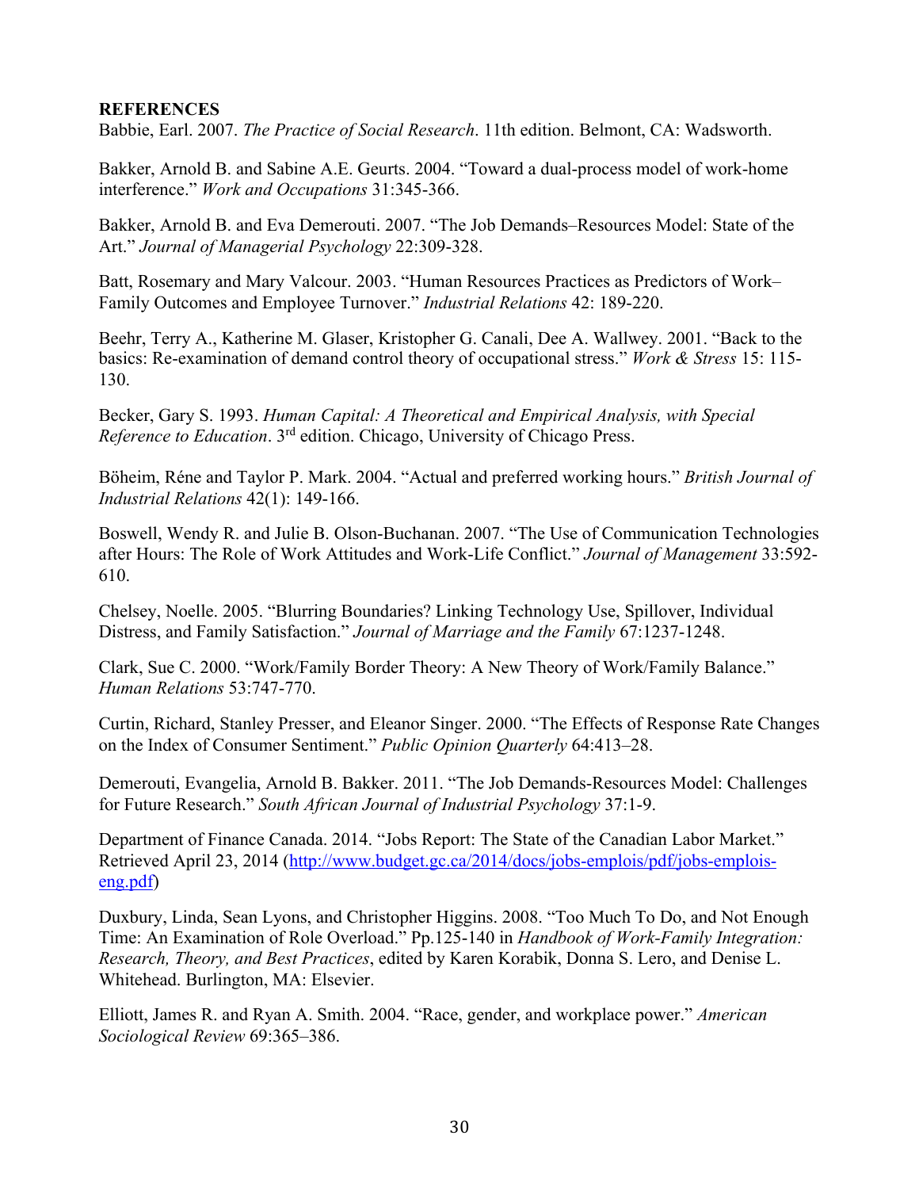**REFERENCES**

Babbie, Earl. 2007. *The Practice of Social Research*. 11th edition. Belmont, CA: Wadsworth.

Bakker, Arnold B. and Sabine A.E. Geurts. 2004. "Toward a dual-process model of work-home interference." *Work and Occupations* 31:345-366.

Bakker, Arnold B. and Eva Demerouti. 2007. "The Job Demands–Resources Model: State of the Art." *Journal of Managerial Psychology* 22:309-328.

Batt, Rosemary and Mary Valcour. 2003. "Human Resources Practices as Predictors of Work–Family Outcomes and Employee Turnover." *Industrial Relations* 42: 189-220.

Beehr, Terry A., Katherine M. Glaser, Kristopher G. Canali, Dee A. Wallwey. 2001. "Back to the basics: Re-examination of demand control theory of occupational stress." *Work & Stress* 15: 115-130.

Becker, Gary S. 1993. *Human Capital: A Theoretical and Empirical Analysis, with Special Reference to Education*. 3rd edition. Chicago, University of Chicago Press.

Böheim, Réne and Taylor P. Mark. 2004. "Actual and preferred working hours." *British Journal of Industrial Relations* 42(1): 149-166.

Boswell, Wendy R. and Julie B. Olson-Buchanan. 2007. "The Use of Communication Technologies after Hours: The Role of Work Attitudes and Work-Life Conflict." *Journal of Management* 33:592-610.

Chelsey, Noelle. 2005. "Blurring Boundaries? Linking Technology Use, Spillover, Individual Distress, and Family Satisfaction." *Journal of Marriage and the Family* 67:1237-1248.

Clark, Sue C. 2000. "Work/Family Border Theory: A New Theory of Work/Family Balance." *Human Relations* 53:747-770.

Curtin, Richard, Stanley Presser, and Eleanor Singer. 2000. "The Effects of Response Rate Changes on the Index of Consumer Sentiment." *Public Opinion Quarterly* 64:413–28.

Demerouti, Evangelia, Arnold B. Bakker. 2011. "The Job Demands-Resources Model: Challenges for Future Research." *South African Journal of Industrial Psychology* 37:1-9.

Department of Finance Canada. 2014. "Jobs Report: The State of the Canadian Labor Market." Retrieved April 23, 2014 (http://www.budget.gc.ca/2014/docs/jobs-emplois/pdf/jobs-emplois-eng.pdf)

Duxbury, Linda, Sean Lyons, and Christopher Higgins. 2008. "Too Much To Do, and Not Enough Time: An Examination of Role Overload." Pp.125-140 in *Handbook of Work-Family Integration: Research, Theory, and Best Practices*, edited by Karen Korabik, Donna S. Lero, and Denise L. Whitehead. Burlington, MA: Elsevier.

Elliott, James R. and Ryan A. Smith. 2004. "Race, gender, and workplace power." *American Sociological Review* 69:365–386.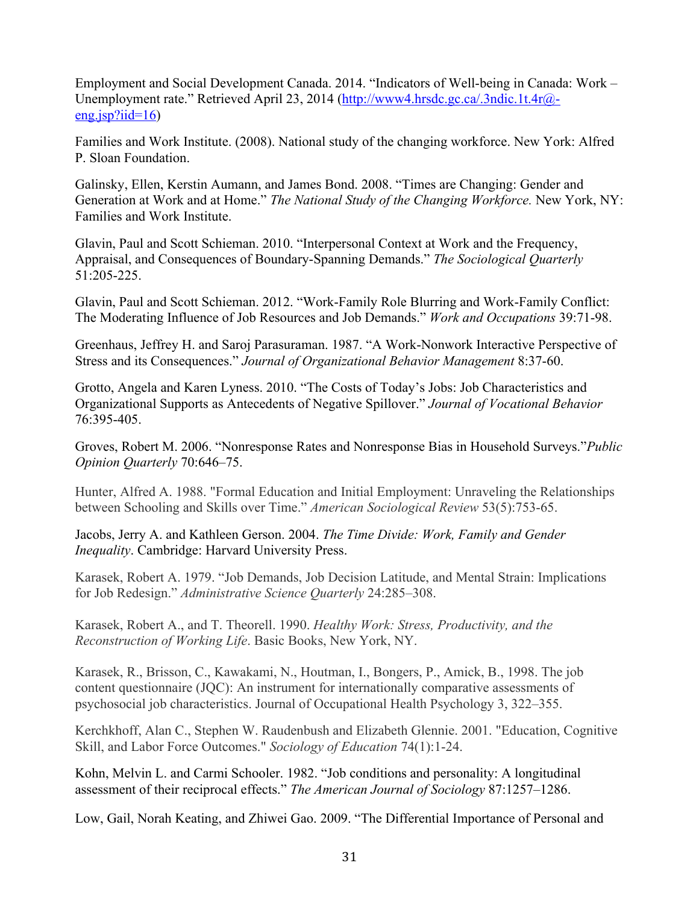Employment and Social Development Canada. 2014. “Indicators of Well-being in Canada: Work – Unemployment rate.” Retrieved April 23, 2014 ([http://www4.hrsdc.gc.ca/.3ndic.1t.4r@-eng.jsp?iid=16](http://www4.hrsdc.gc.ca/.3ndic.1t.4r@-eng.jsp?iid=16))

Families and Work Institute. (2008). National study of the changing workforce. New York: Alfred P. Sloan Foundation.

Galinsky, Ellen, Kerstin Aumann, and James Bond. 2008. “Times are Changing: Gender and Generation at Work and at Home.” *The National Study of the Changing Workforce.* New York, NY: Families and Work Institute.

Glavin, Paul and Scott Schieman. 2010. “Interpersonal Context at Work and the Frequency, Appraisal, and Consequences of Boundary-Spanning Demands.” *The Sociological Quarterly* 51:205-225.

Glavin, Paul and Scott Schieman. 2012. “Work-Family Role Blurring and Work-Family Conflict: The Moderating Influence of Job Resources and Job Demands.” *Work and Occupations* 39:71-98.

Greenhaus, Jeffrey H. and Saroj Parasuraman. 1987. “A Work-Nonwork Interactive Perspective of Stress and its Consequences.” *Journal of Organizational Behavior Management* 8:37-60.

Grotto, Angela and Karen Lyness. 2010. “The Costs of Today’s Jobs: Job Characteristics and Organizational Supports as Antecedents of Negative Spillover.” *Journal of Vocational Behavior* 76:395-405.

Groves, Robert M. 2006. “Nonresponse Rates and Nonresponse Bias in Household Surveys.”*Public Opinion Quarterly* 70:646–75.

Hunter, Alfred A. 1988. "Formal Education and Initial Employment: Unraveling the Relationships between Schooling and Skills over Time.” *American Sociological Review* 53(5):753-65.

Jacobs, Jerry A. and Kathleen Gerson. 2004. *The Time Divide: Work, Family and Gender Inequality*. Cambridge: Harvard University Press.

Karasek, Robert A. 1979. “Job Demands, Job Decision Latitude, and Mental Strain: Implications for Job Redesign.” *Administrative Science Quarterly* 24:285–308.

Karasek, Robert A., and T. Theorell. 1990. *Healthy Work: Stress, Productivity, and the Reconstruction of Working Life*. Basic Books, New York, NY.

Karasek, R., Brisson, C., Kawakami, N., Houtman, I., Bongers, P., Amick, B., 1998. The job content questionnaire (JQC): An instrument for internationally comparative assessments of psychosocial job characteristics. Journal of Occupational Health Psychology 3, 322–355.

Kerchkhoff, Alan C., Stephen W. Raudenbush and Elizabeth Glennie. 2001. "Education, Cognitive Skill, and Labor Force Outcomes." *Sociology of Education* 74(1):1-24.

Kohn, Melvin L. and Carmi Schooler. 1982. “Job conditions and personality: A longitudinal assessment of their reciprocal effects.” *The American Journal of Sociology* 87:1257–1286.

Low, Gail, Norah Keating, and Zhiwei Gao. 2009. “The Differential Importance of Personal and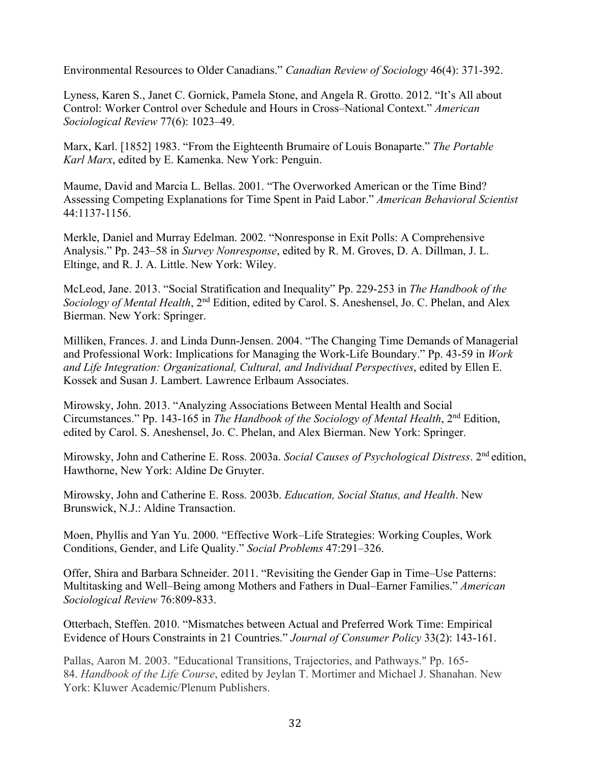Environmental Resources to Older Canadians." *Canadian Review of Sociology* 46(4): 371-392.

Lyness, Karen S., Janet C. Gornick, Pamela Stone, and Angela R. Grotto. 2012. "It's All about Control: Worker Control over Schedule and Hours in Cross–National Context." *American Sociological Review* 77(6): 1023–49.

Marx, Karl. [1852] 1983. "From the Eighteenth Brumaire of Louis Bonaparte." *The Portable Karl Marx*, edited by E. Kamenka. New York: Penguin.

Maume, David and Marcia L. Bellas. 2001. "The Overworked American or the Time Bind? Assessing Competing Explanations for Time Spent in Paid Labor." *American Behavioral Scientist* 44:1137-1156.

Merkle, Daniel and Murray Edelman. 2002. "Nonresponse in Exit Polls: A Comprehensive Analysis." Pp. 243–58 in *Survey Nonresponse*, edited by R. M. Groves, D. A. Dillman, J. L. Eltinge, and R. J. A. Little. New York: Wiley.

McLeod, Jane. 2013. "Social Stratification and Inequality" Pp. 229-253 in *The Handbook of the Sociology of Mental Health*, 2nd Edition, edited by Carol. S. Aneshensel, Jo. C. Phelan, and Alex Bierman. New York: Springer.

Milliken, Frances. J. and Linda Dunn-Jensen. 2004. "The Changing Time Demands of Managerial and Professional Work: Implications for Managing the Work-Life Boundary." Pp. 43-59 in *Work and Life Integration: Organizational, Cultural, and Individual Perspectives*, edited by Ellen E. Kossek and Susan J. Lambert. Lawrence Erlbaum Associates.

Mirowsky, John. 2013. "Analyzing Associations Between Mental Health and Social Circumstances." Pp. 143-165 in *The Handbook of the Sociology of Mental Health*, 2nd Edition, edited by Carol. S. Aneshensel, Jo. C. Phelan, and Alex Bierman. New York: Springer.

Mirowsky, John and Catherine E. Ross. 2003a. *Social Causes of Psychological Distress*. 2nd edition, Hawthorne, New York: Aldine De Gruyter.

Mirowsky, John and Catherine E. Ross. 2003b. *Education, Social Status, and Health*. New Brunswick, N.J.: Aldine Transaction.

Moen, Phyllis and Yan Yu. 2000. "Effective Work–Life Strategies: Working Couples, Work Conditions, Gender, and Life Quality." *Social Problems* 47:291–326.

Offer, Shira and Barbara Schneider. 2011. "Revisiting the Gender Gap in Time–Use Patterns: Multitasking and Well–Being among Mothers and Fathers in Dual–Earner Families." *American Sociological Review* 76:809-833.

Otterbach, Steffen. 2010. "Mismatches between Actual and Preferred Work Time: Empirical Evidence of Hours Constraints in 21 Countries." *Journal of Consumer Policy* 33(2): 143-161.

Pallas, Aaron M. 2003. "Educational Transitions, Trajectories, and Pathways." Pp. 165-84. *Handbook of the Life Course*, edited by Jeylan T. Mortimer and Michael J. Shanahan. New York: Kluwer Academic/Plenum Publishers.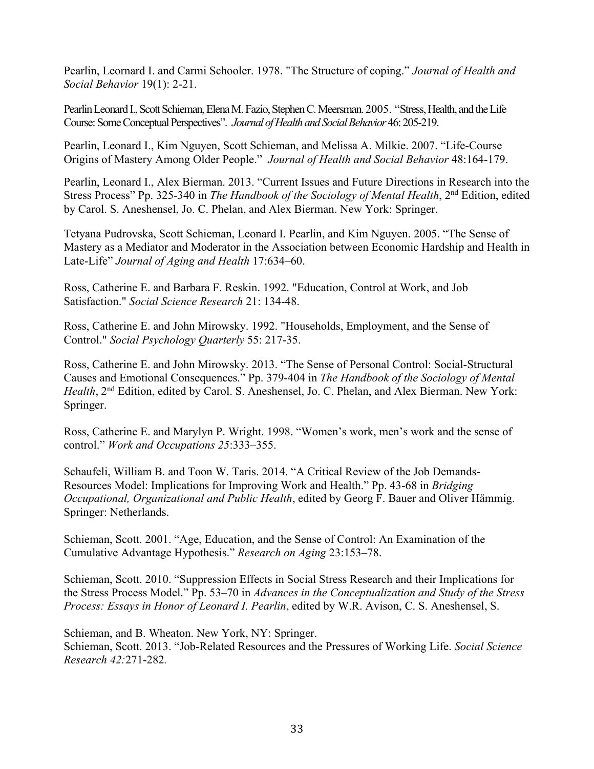Pearlin, Leornard I. and Carmi Schooler. 1978. "The Structure of coping." *Journal of Health and Social Behavior* 19(1): 2-21.

Pearlin Leonard I., Scott Schieman, Elena M. Fazio, Stephen C. Meersman. 2005. "Stress, Health, and the Life Course: Some Conceptual Perspectives". *Journal of Health and Social Behavior* 46: 205-219.

Pearlin, Leonard I., Kim Nguyen, Scott Schieman, and Melissa A. Milkie. 2007. "Life-Course Origins of Mastery Among Older People." *Journal of Health and Social Behavior* 48:164-179.

Pearlin, Leonard I., Alex Bierman. 2013. "Current Issues and Future Directions in Research into the Stress Process" Pp. 325-340 in *The Handbook of the Sociology of Mental Health*, 2nd Edition, edited by Carol. S. Aneshensel, Jo. C. Phelan, and Alex Bierman. New York: Springer.

Tetyana Pudrovska, Scott Schieman, Leonard I. Pearlin, and Kim Nguyen. 2005. "The Sense of Mastery as a Mediator and Moderator in the Association between Economic Hardship and Health in Late-Life" *Journal of Aging and Health* 17:634–60.

Ross, Catherine E. and Barbara F. Reskin. 1992. "Education, Control at Work, and Job Satisfaction." *Social Science Research* 21: 134-48.

Ross, Catherine E. and John Mirowsky. 1992. "Households, Employment, and the Sense of Control." *Social Psychology Quarterly* 55: 217-35.

Ross, Catherine E. and John Mirowsky. 2013. "The Sense of Personal Control: Social-Structural Causes and Emotional Consequences." Pp. 379-404 in *The Handbook of the Sociology of Mental Health*, 2nd Edition, edited by Carol. S. Aneshensel, Jo. C. Phelan, and Alex Bierman. New York: Springer.

Ross, Catherine E. and Marylyn P. Wright. 1998. "Women's work, men's work and the sense of control." *Work and Occupations 25*:333–355.

Schaufeli, William B. and Toon W. Taris. 2014. "A Critical Review of the Job Demands-Resources Model: Implications for Improving Work and Health." Pp. 43-68 in *Bridging Occupational, Organizational and Public Health*, edited by Georg F. Bauer and Oliver Hämmig. Springer: Netherlands.

Schieman, Scott. 2001. "Age, Education, and the Sense of Control: An Examination of the Cumulative Advantage Hypothesis." *Research on Aging* 23:153–78.

Schieman, Scott. 2010. "Suppression Effects in Social Stress Research and their Implications for the Stress Process Model." Pp. 53–70 in *Advances in the Conceptualization and Study of the Stress Process: Essays in Honor of Leonard I. Pearlin*, edited by W.R. Avison, C. S. Aneshensel, S.

Schieman, and B. Wheaton. New York, NY: Springer.
Schieman, Scott. 2013. "Job-Related Resources and the Pressures of Working Life. *Social Science Research 42:*271-282.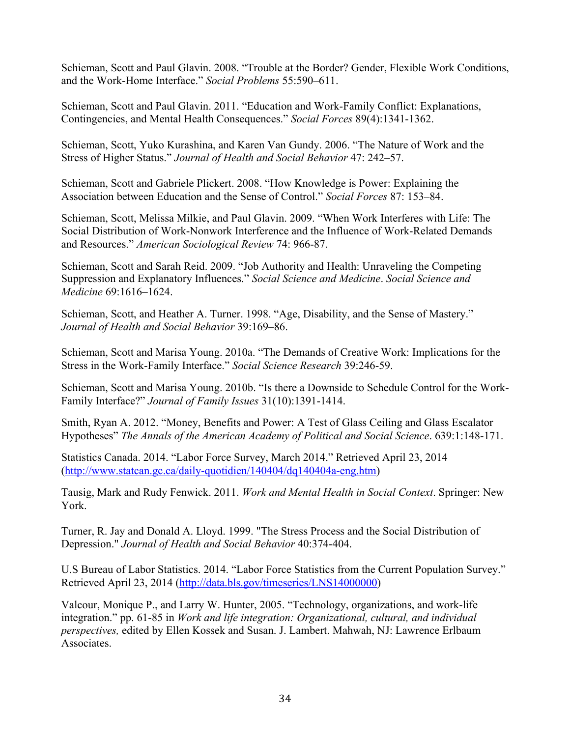Schieman, Scott and Paul Glavin. 2008. “Trouble at the Border? Gender, Flexible Work Conditions, and the Work-Home Interface.” *Social Problems* 55:590–611.

Schieman, Scott and Paul Glavin. 2011. “Education and Work-Family Conflict: Explanations, Contingencies, and Mental Health Consequences.” *Social Forces* 89(4):1341-1362.

Schieman, Scott, Yuko Kurashina, and Karen Van Gundy. 2006. “The Nature of Work and the Stress of Higher Status.” *Journal of Health and Social Behavior* 47: 242–57.

Schieman, Scott and Gabriele Plickert. 2008. “How Knowledge is Power: Explaining the Association between Education and the Sense of Control.” *Social Forces* 87: 153–84.

Schieman, Scott, Melissa Milkie, and Paul Glavin. 2009. “When Work Interferes with Life: The Social Distribution of Work-Nonwork Interference and the Influence of Work-Related Demands and Resources.” *American Sociological Review* 74: 966-87.

Schieman, Scott and Sarah Reid. 2009. “Job Authority and Health: Unraveling the Competing Suppression and Explanatory Influences.” *Social Science and Medicine*. *Social Science and Medicine* 69:1616–1624.

Schieman, Scott, and Heather A. Turner. 1998. “Age, Disability, and the Sense of Mastery.” *Journal of Health and Social Behavior* 39:169–86.

Schieman, Scott and Marisa Young. 2010a. “The Demands of Creative Work: Implications for the Stress in the Work-Family Interface.” *Social Science Research* 39:246-59.

Schieman, Scott and Marisa Young. 2010b. “Is there a Downside to Schedule Control for the Work-Family Interface?” *Journal of Family Issues* 31(10):1391-1414.

Smith, Ryan A. 2012. “Money, Benefits and Power: A Test of Glass Ceiling and Glass Escalator Hypotheses” *The Annals of the American Academy of Political and Social Science*. 639:1:148-171.

Statistics Canada. 2014. “Labor Force Survey, March 2014.” Retrieved April 23, 2014 (http://www.statcan.gc.ca/daily-quotidien/140404/dq140404a-eng.htm)

Tausig, Mark and Rudy Fenwick. 2011. *Work and Mental Health in Social Context*. Springer: New York.

Turner, R. Jay and Donald A. Lloyd. 1999. "The Stress Process and the Social Distribution of Depression." *Journal of Health and Social Behavior* 40:374-404.

U.S Bureau of Labor Statistics. 2014. “Labor Force Statistics from the Current Population Survey.” Retrieved April 23, 2014 (http://data.bls.gov/timeseries/LNS14000000)

Valcour, Monique P., and Larry W. Hunter, 2005. “Technology, organizations, and work-life integration.” pp. 61-85 in *Work and life integration: Organizational, cultural, and individual perspectives,* edited by Ellen Kossek and Susan. J. Lambert. Mahwah, NJ: Lawrence Erlbaum Associates.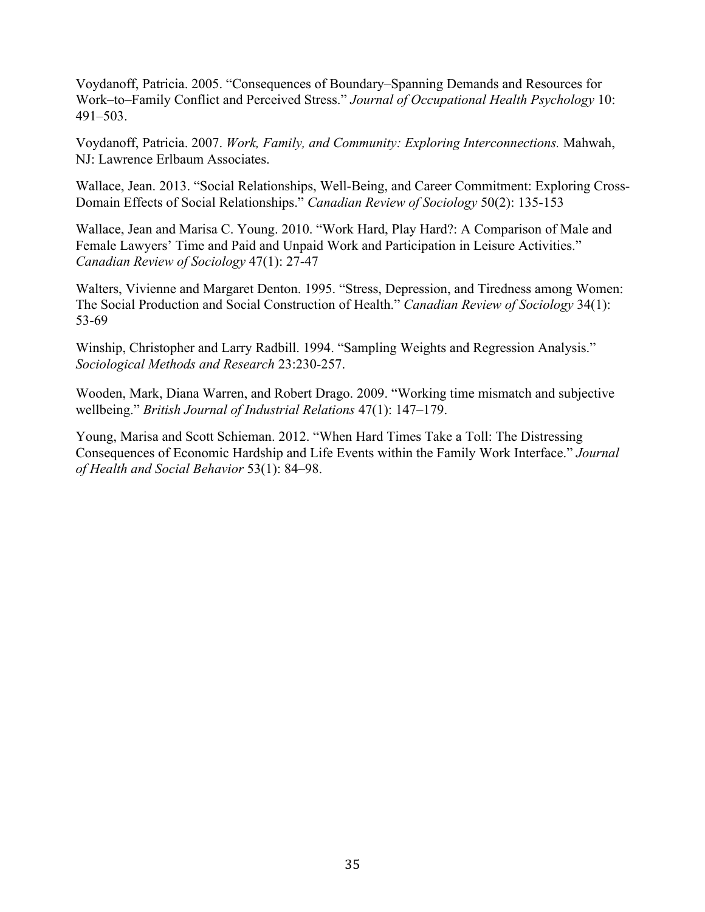Voydanoff, Patricia. 2005. “Consequences of Boundary–Spanning Demands and Resources for Work–to–Family Conflict and Perceived Stress.” *Journal of Occupational Health Psychology* 10: 491–503.

Voydanoff, Patricia. 2007. *Work, Family, and Community: Exploring Interconnections.* Mahwah, NJ: Lawrence Erlbaum Associates.

Wallace, Jean. 2013. “Social Relationships, Well-Being, and Career Commitment: Exploring Cross-Domain Effects of Social Relationships.” *Canadian Review of Sociology* 50(2): 135-153

Wallace, Jean and Marisa C. Young. 2010. “Work Hard, Play Hard?: A Comparison of Male and Female Lawyers’ Time and Paid and Unpaid Work and Participation in Leisure Activities.” *Canadian Review of Sociology* 47(1): 27-47

Walters, Vivienne and Margaret Denton. 1995. “Stress, Depression, and Tiredness among Women: The Social Production and Social Construction of Health.” *Canadian Review of Sociology* 34(1): 53-69

Winship, Christopher and Larry Radbill. 1994. “Sampling Weights and Regression Analysis.” *Sociological Methods and Research* 23:230-257.

Wooden, Mark, Diana Warren, and Robert Drago. 2009. “Working time mismatch and subjective wellbeing.” *British Journal of Industrial Relations* 47(1): 147–179.

Young, Marisa and Scott Schieman. 2012. “When Hard Times Take a Toll: The Distressing Consequences of Economic Hardship and Life Events within the Family Work Interface.” *Journal of Health and Social Behavior* 53(1): 84–98.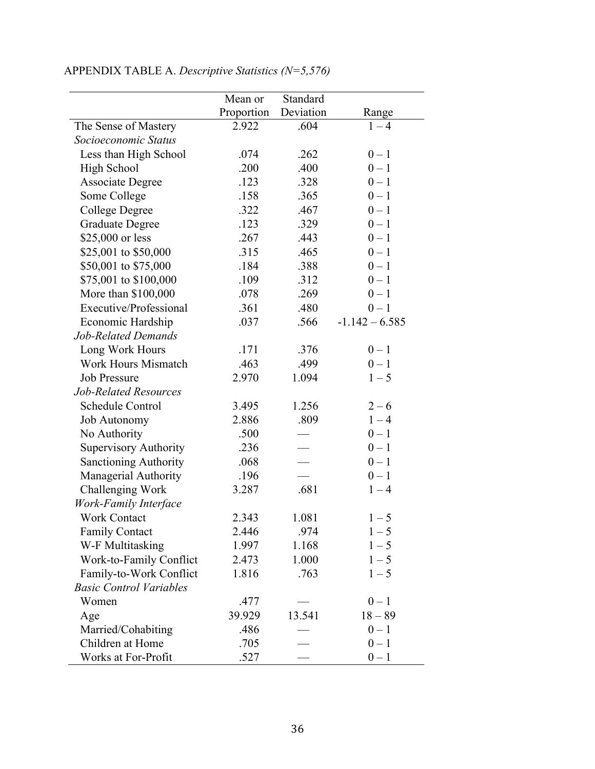APPENDIX TABLE A. *Descriptive Statistics (N=5,576)*

| | Mean or Proportion | Standard Deviation | Range |
|---|---|---|---|
| The Sense of Mastery | 2.922 | .604 | 1 – 4 |
| *Socioeconomic Status* | | | |
| Less than High School | .074 | .262 | 0 – 1 |
| High School | .200 | .400 | 0 – 1 |
| Associate Degree | .123 | .328 | 0 – 1 |
| Some College | .158 | .365 | 0 – 1 |
| College Degree | .322 | .467 | 0 – 1 |
| Graduate Degree | .123 | .329 | 0 – 1 |
| $25,000 or less | .267 | .443 | 0 – 1 |
| $25,001 to $50,000 | .315 | .465 | 0 – 1 |
| $50,001 to $75,000 | .184 | .388 | 0 – 1 |
| $75,001 to $100,000 | .109 | .312 | 0 – 1 |
| More than $100,000 | .078 | .269 | 0 – 1 |
| Executive/Professional | .361 | .480 | 0 – 1 |
| Economic Hardship | .037 | .566 | -1.142 – 6.585 |
| *Job-Related Demands* | | | |
| Long Work Hours | .171 | .376 | 0 – 1 |
| Work Hours Mismatch | .463 | .499 | 0 – 1 |
| Job Pressure | 2.970 | 1.094 | 1 – 5 |
| *Job-Related Resources* | | | |
| Schedule Control | 3.495 | 1.256 | 2 – 6 |
| Job Autonomy | 2.886 | .809 | 1 – 4 |
| No Authority | .500 | — | 0 – 1 |
| Supervisory Authority | .236 | — | 0 – 1 |
| Sanctioning Authority | .068 | — | 0 – 1 |
| Managerial Authority | .196 | — | 0 – 1 |
| Challenging Work | 3.287 | .681 | 1 – 4 |
| *Work-Family Interface* | | | |
| Work Contact | 2.343 | 1.081 | 1 – 5 |
| Family Contact | 2.446 | .974 | 1 – 5 |
| W-F Multitasking | 1.997 | 1.168 | 1 – 5 |
| Work-to-Family Conflict | 2.473 | 1.000 | 1 – 5 |
| Family-to-Work Conflict | 1.816 | .763 | 1 – 5 |
| *Basic Control Variables* | | | |
| Women | .477 | — | 0 – 1 |
| Age | 39.929 | 13.541 | 18 – 89 |
| Married/Cohabiting | .486 | — | 0 – 1 |
| Children at Home | .705 | — | 0 – 1 |
| Works at For-Profit | .527 | — | 0 – 1 |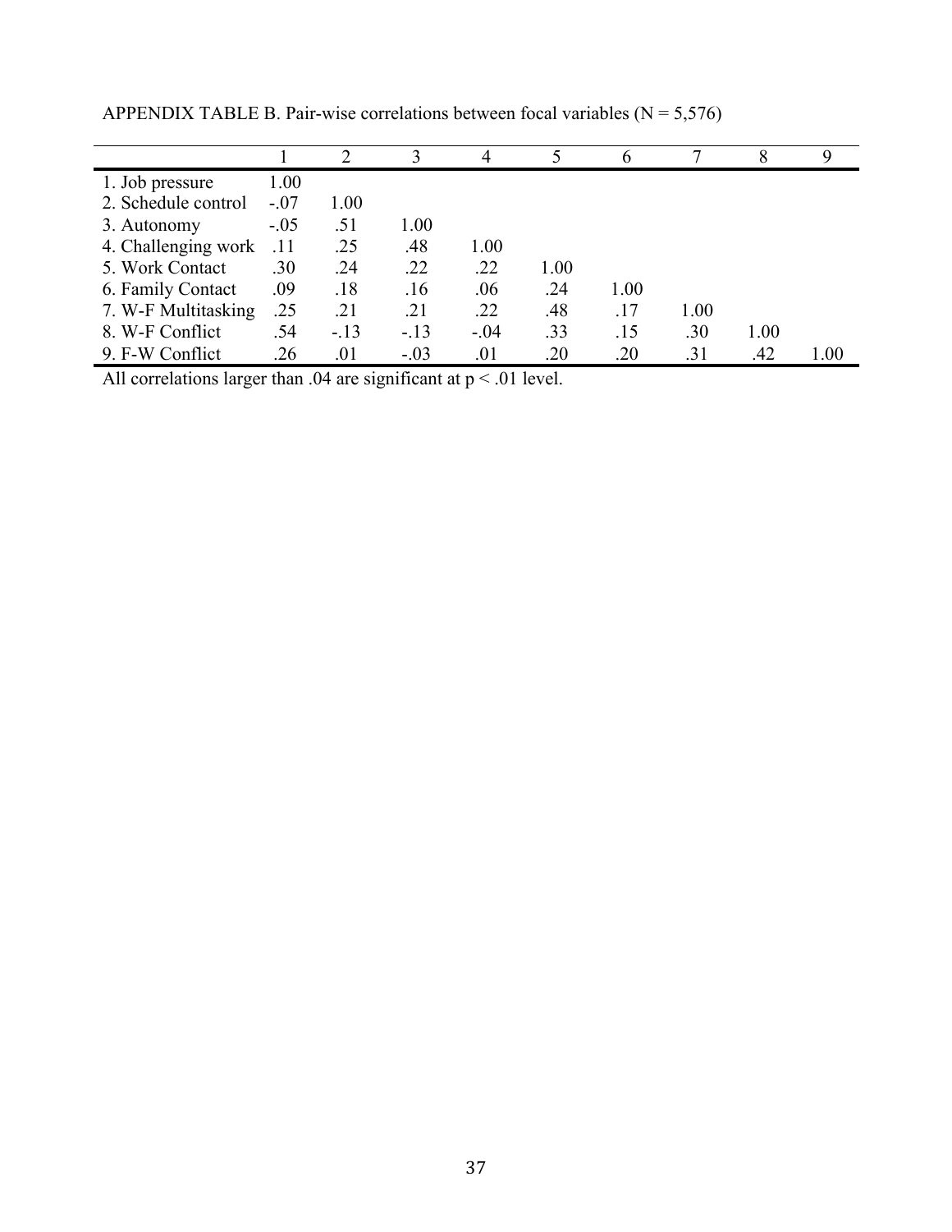APPENDIX TABLE B. Pair-wise correlations between focal variables (N = 5,576)

| | 1 | 2 | 3 | 4 | 5 | 6 | 7 | 8 | 9 |
|---|---|---|---|---|---|---|---|---|---|
| 1. Job pressure | 1.00 | | | | | | | | |
| 2. Schedule control | -.07 | 1.00 | | | | | | | |
| 3. Autonomy | -.05 | .51 | 1.00 | | | | | | |
| 4. Challenging work | .11 | .25 | .48 | 1.00 | | | | | |
| 5. Work Contact | .30 | .24 | .22 | .22 | 1.00 | | | | |
| 6. Family Contact | .09 | .18 | .16 | .06 | .24 | 1.00 | | | |
| 7. W-F Multitasking | .25 | .21 | .21 | .22 | .48 | .17 | 1.00 | | |
| 8. W-F Conflict | .54 | -.13 | -.13 | -.04 | .33 | .15 | .30 | 1.00 | |
| 9. F-W Conflict | .26 | .01 | -.03 | .01 | .20 | .20 | .31 | .42 | 1.00 |

All correlations larger than .04 are significant at $p < .01$ level.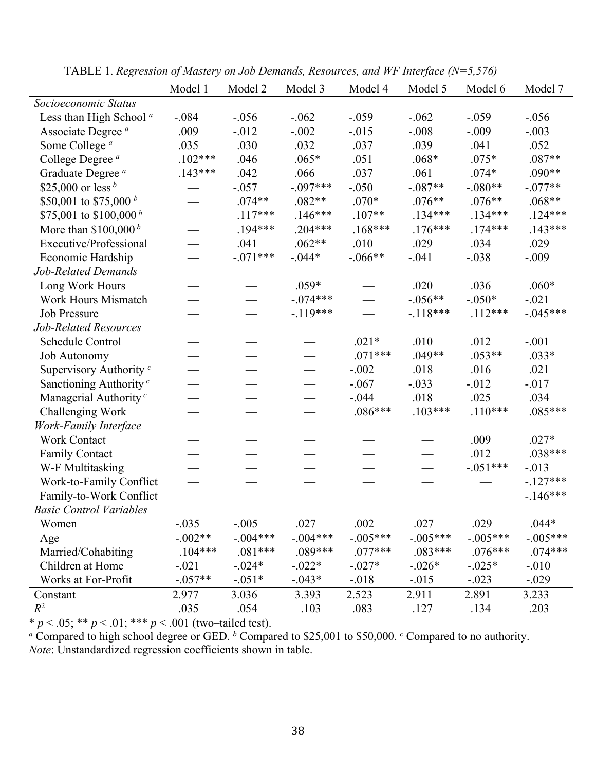TABLE 1. *Regression of Mastery on Job Demands, Resources, and WF Interface (N=5,576)*

| | Model 1 | Model 2 | Model 3 | Model 4 | Model 5 | Model 6 | Model 7 |
|---|---|---|---|---|---|---|---|
| *Socioeconomic Status* | | | | | | | |
| Less than High School [a] | -.084 | -.056 | -.062 | -.059 | -.062 | -.059 | -.056 |
| Associate Degree [a] | .009 | -.012 | -.002 | -.015 | -.008 | -.009 | -.003 |
| Some College [a] | .035 | .030 | .032 | .037 | .039 | .041 | .052 |
| College Degree [a] | .102*** | .046 | .065* | .051 | .068* | .075* | .087** |
| Graduate Degree [a] | .143*** | .042 | .066 | .037 | .061 | .074* | .090** |
| $25,000 or less [b] | — | -.057 | -.097*** | -.050 | -.087** | -.080** | -.077** |
| $50,001 to $75,000 [b] | — | .074** | .082** | .070* | .076** | .076** | .068** |
| $75,001 to $100,000 [b] | — | .117*** | .146*** | .107** | .134*** | .134*** | .124*** |
| More than $100,000 [b] | — | .194*** | .204*** | .168*** | .176*** | .174*** | .143*** |
| Executive/Professional | — | .041 | .062** | .010 | .029 | .034 | .029 |
| Economic Hardship | — | -.071*** | -.044* | -.066** | -.041 | -.038 | -.009 |
| *Job-Related Demands* | | | | | | | |
| Long Work Hours | — | — | .059* | — | .020 | .036 | .060* |
| Work Hours Mismatch | — | — | -.074*** | — | -.056** | -.050* | -.021 |
| Job Pressure | — | — | -.119*** | — | -.118*** | .112*** | -.045*** |
| *Job-Related Resources* | | | | | | | |
| Schedule Control | — | — | — | .021* | .010 | .012 | -.001 |
| Job Autonomy | — | — | — | .071*** | .049** | .053** | .033* |
| Supervisory Authority [c] | — | — | — | -.002 | .018 | .016 | .021 |
| Sanctioning Authority [c] | — | — | — | -.067 | -.033 | -.012 | -.017 |
| Managerial Authority [c] | — | — | — | -.044 | .018 | .025 | .034 |
| Challenging Work | — | — | — | .086*** | .103*** | .110*** | .085*** |
| *Work-Family Interface* | | | | | | | |
| Work Contact | — | — | — | — | — | .009 | .027* |
| Family Contact | — | — | — | — | — | .012 | .038*** |
| W-F Multitasking | — | — | — | — | — | -.051*** | -.013 |
| Work-to-Family Conflict | — | — | — | — | — | — | -.127*** |
| Family-to-Work Conflict | — | — | — | — | — | — | -.146*** |
| *Basic Control Variables* | | | | | | | |
| Women | -.035 | -.005 | .027 | .002 | .027 | .029 | .044* |
| Age | -.002** | -.004*** | -.004*** | -.005*** | -.005*** | -.005*** | -.005*** |
| Married/Cohabiting | .104*** | .081*** | .089*** | .077*** | .083*** | .076*** | .074*** |
| Children at Home | -.021 | -.024* | -.022* | -.027* | -.026* | -.025* | -.010 |
| Works at For-Profit | -.057** | -.051* | -.043* | -.018 | -.015 | -.023 | -.029 |
| Constant | 2.977 | 3.036 | 3.393 | 2.523 | 2.911 | 2.891 | 3.233 |
| $R^2$ | .035 | .054 | .103 | .083 | .127 | .134 | .203 |

* $p < .05$; ** $p < .01$; *** $p < .001$ (two–tailed test).
[a] Compared to high school degree or GED. [b] Compared to $25,001 to $50,000. [c] Compared to no authority.
*Note*: Unstandardized regression coefficients shown in table.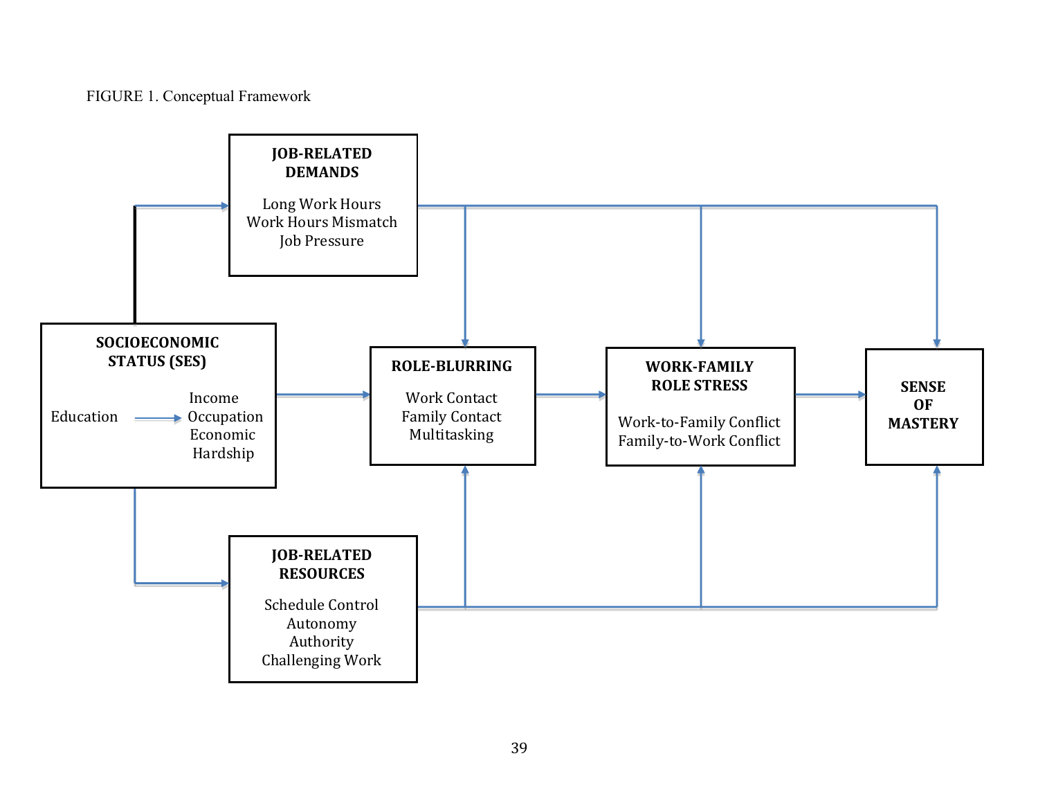FIGURE 1. Conceptual Framework

**JOB-RELATED DEMANDS**

Long Work Hours
Work Hours Mismatch
Job Pressure

**SOCIOECONOMIC STATUS (SES)**

Education → Income, Occupation, Economic Hardship

**ROLE-BLURRING**

Work Contact
Family Contact
Multitasking

**WORK-FAMILY ROLE STRESS**

Work-to-Family Conflict
Family-to-Work Conflict

**SENSE OF MASTERY**

**JOB-RELATED RESOURCES**

Schedule Control
Autonomy
Authority
Challenging Work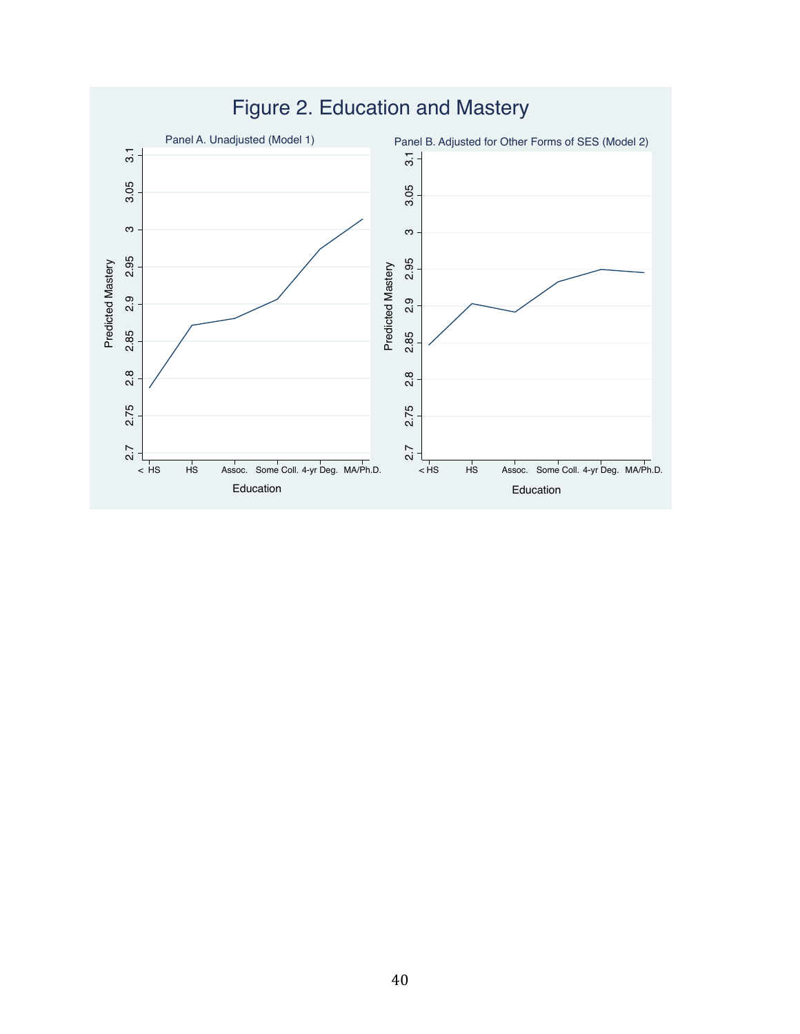# Figure 2. Education and Mastery

Panel A. Unadjusted (Model 1)

Panel B. Adjusted for Other Forms of SES (Model 2)

Predicted Mastery

Education

< HS | HS | Assoc. | Some Coll. | 4-yr Deg. | MA/Ph.D.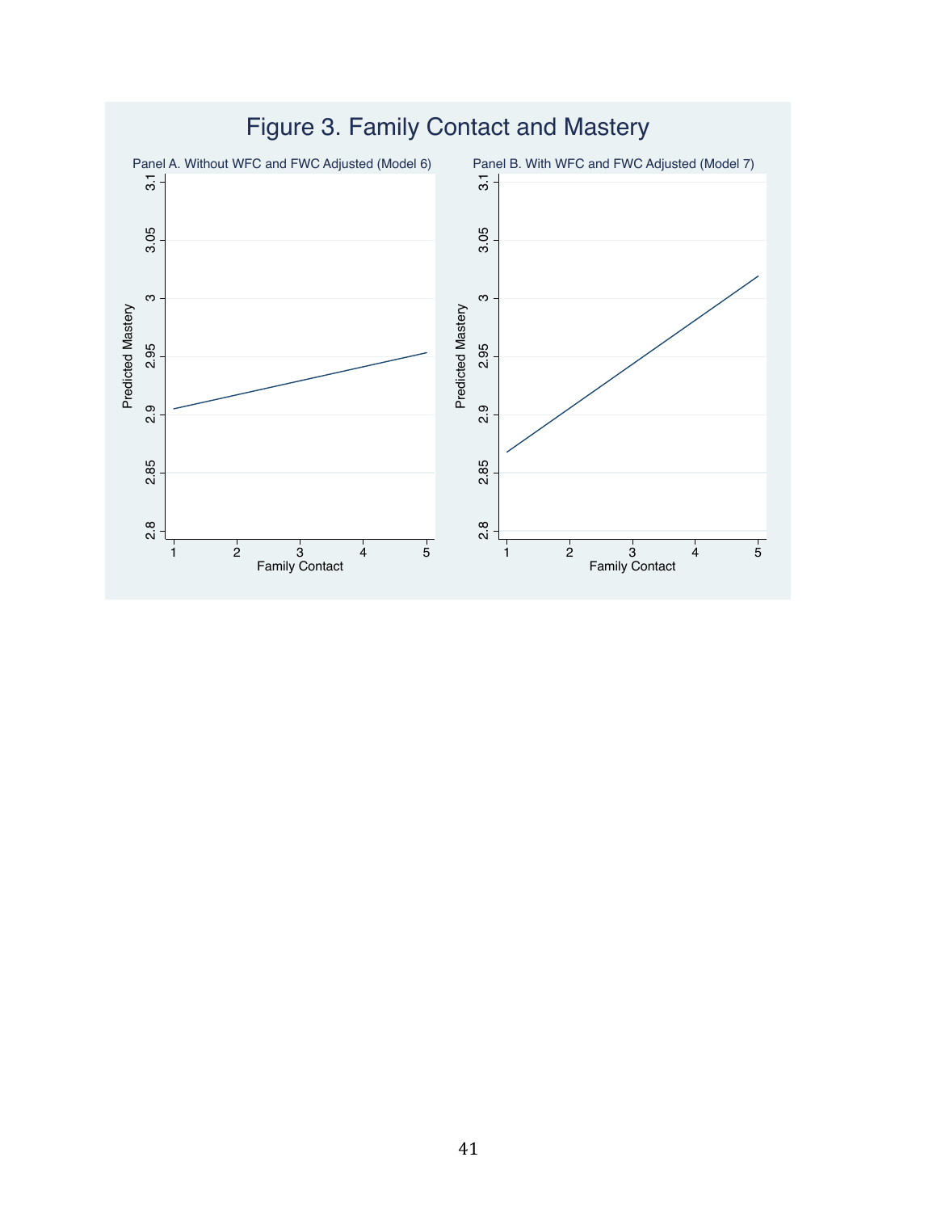# Figure 3. Family Contact and Mastery

Panel A. Without WFC and FWC Adjusted (Model 6)

Panel B. With WFC and FWC Adjusted (Model 7)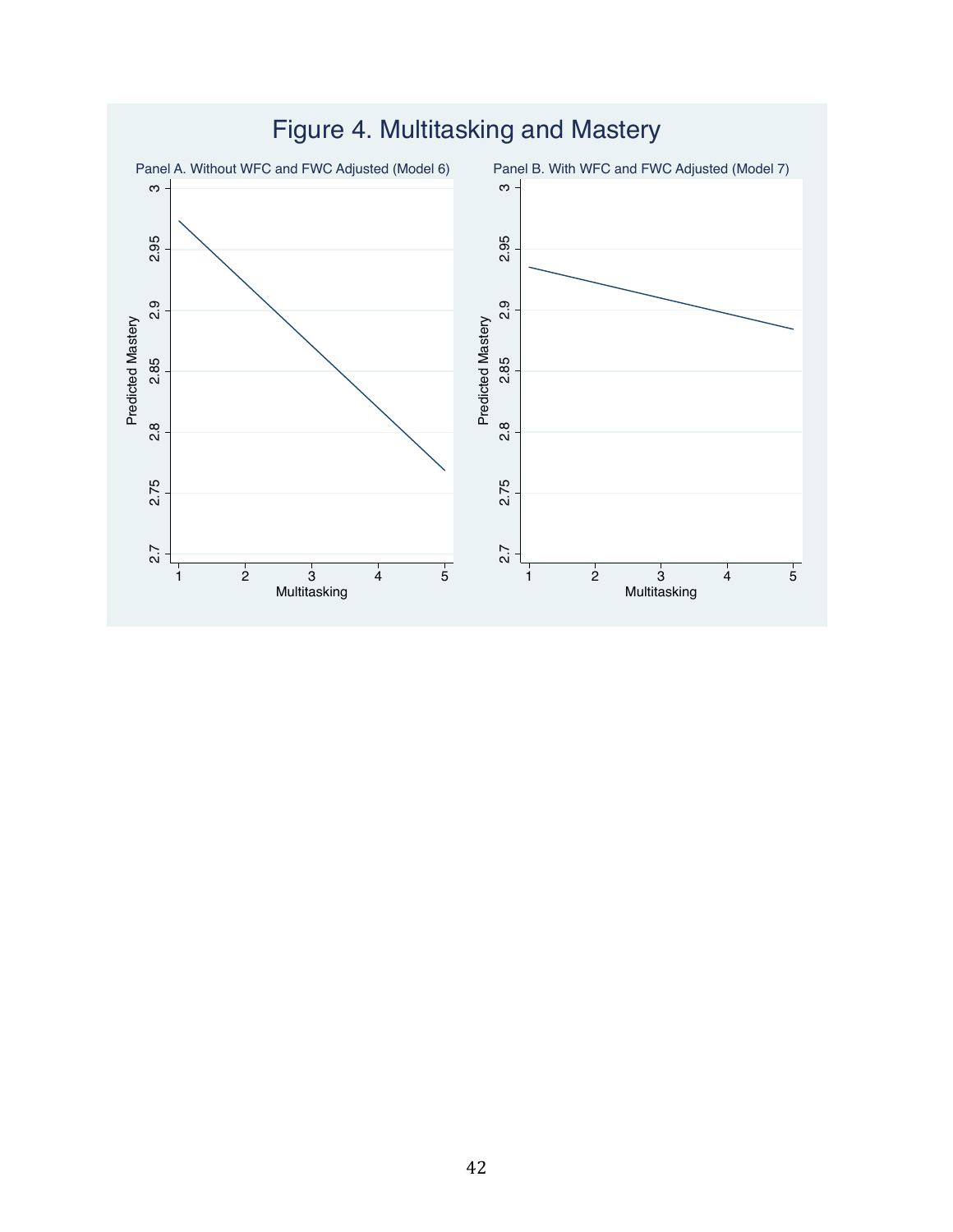# Figure 4. Multitasking and Mastery

Panel A. Without WFC and FWC Adjusted (Model 6)

Predicted Mastery

3
2.95
2.9
2.85
2.8
2.75
2.7

1 2 3 4 5

Multitasking

Panel B. With WFC and FWC Adjusted (Model 7)

Predicted Mastery

3
2.95
2.9
2.85
2.8
2.75
2.7

1 2 3 4 5

Multitasking